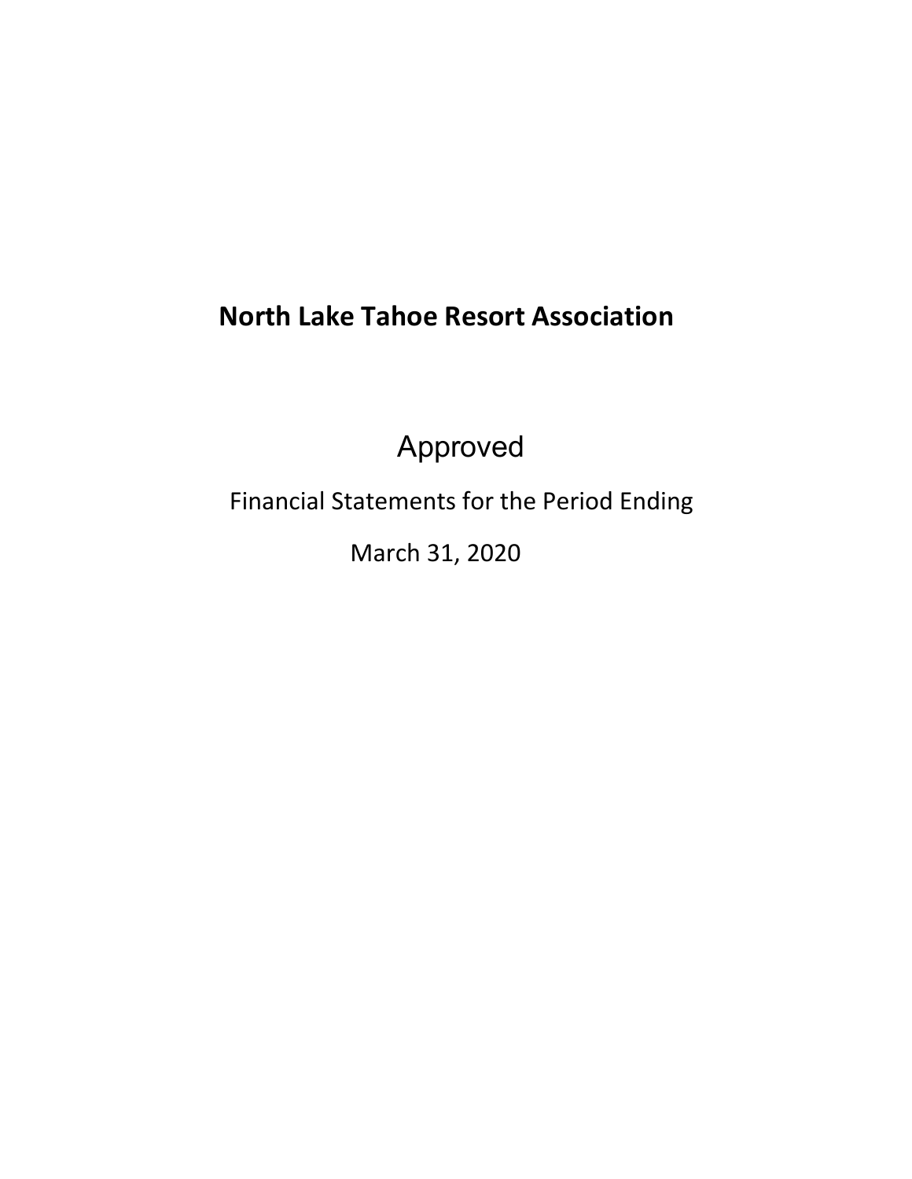# North Lake Tahoe Resort Association

Approved

Financial Statements for the Period Ending

March 31, 2020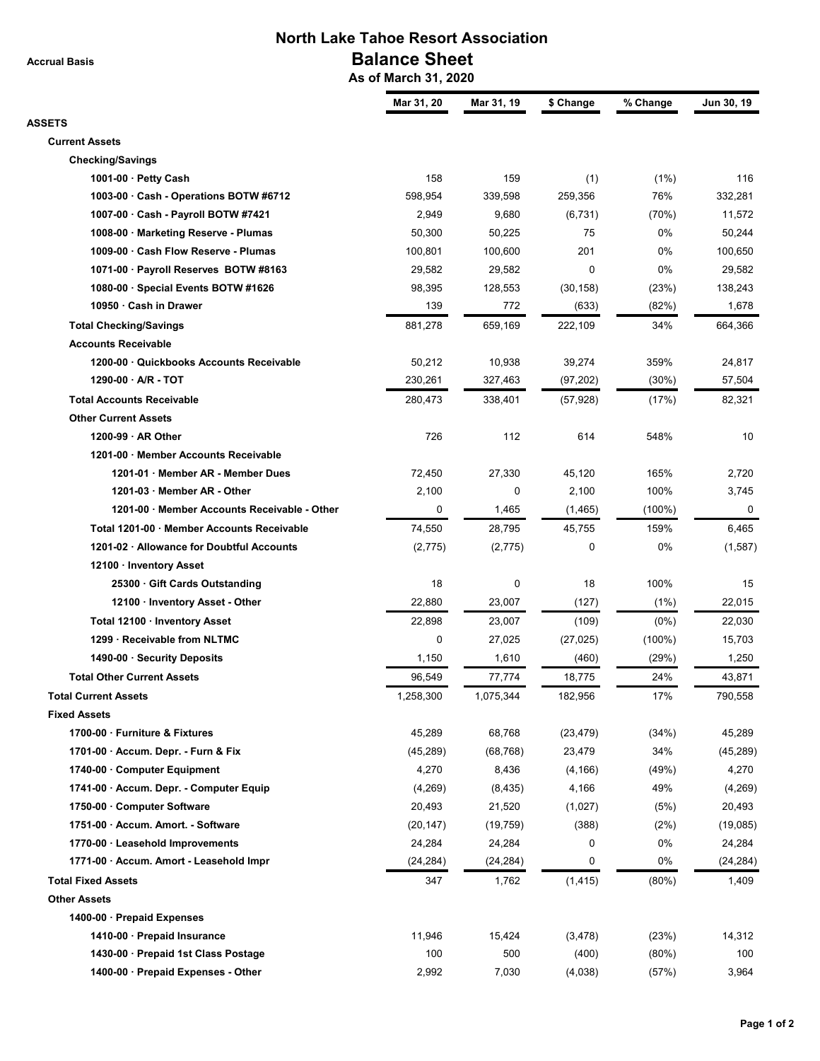# North Lake Tahoe Resort Association

**Accrual Basis**

## Balance Sheet

**As of March 31, 2020**

| | Mar 31, 20 | Mar 31, 19 | $ Change | % Change | Jun 30, 19 |
|---|---|---|---|---|---|
| **ASSETS** | | | | | |
| **Current Assets** | | | | | |
| **Checking/Savings** | | | | | |
| 1001-00 · Petty Cash | 158 | 159 | (1) | (1%) | 116 |
| 1003-00 · Cash - Operations BOTW #6712 | 598,954 | 339,598 | 259,356 | 76% | 332,281 |
| 1007-00 · Cash - Payroll BOTW #7421 | 2,949 | 9,680 | (6,731) | (70%) | 11,572 |
| 1008-00 · Marketing Reserve - Plumas | 50,300 | 50,225 | 75 | 0% | 50,244 |
| 1009-00 · Cash Flow Reserve - Plumas | 100,801 | 100,600 | 201 | 0% | 100,650 |
| 1071-00 · Payroll Reserves BOTW #8163 | 29,582 | 29,582 | 0 | 0% | 29,582 |
| 1080-00 · Special Events BOTW #1626 | 98,395 | 128,553 | (30,158) | (23%) | 138,243 |
| 10950 · Cash in Drawer | 139 | 772 | (633) | (82%) | 1,678 |
| **Total Checking/Savings** | 881,278 | 659,169 | 222,109 | 34% | 664,366 |
| **Accounts Receivable** | | | | | |
| 1200-00 · Quickbooks Accounts Receivable | 50,212 | 10,938 | 39,274 | 359% | 24,817 |
| 1290-00 · A/R - TOT | 230,261 | 327,463 | (97,202) | (30%) | 57,504 |
| **Total Accounts Receivable** | 280,473 | 338,401 | (57,928) | (17%) | 82,321 |
| **Other Current Assets** | | | | | |
| 1200-99 · AR Other | 726 | 112 | 614 | 548% | 10 |
| 1201-00 · Member Accounts Receivable | | | | | |
| 1201-01 · Member AR - Member Dues | 72,450 | 27,330 | 45,120 | 165% | 2,720 |
| 1201-03 · Member AR - Other | 2,100 | 0 | 2,100 | 100% | 3,745 |
| 1201-00 · Member Accounts Receivable - Other | 0 | 1,465 | (1,465) | (100%) | 0 |
| Total 1201-00 · Member Accounts Receivable | 74,550 | 28,795 | 45,755 | 159% | 6,465 |
| 1201-02 · Allowance for Doubtful Accounts | (2,775) | (2,775) | 0 | 0% | (1,587) |
| 12100 · Inventory Asset | | | | | |
| 25300 · Gift Cards Outstanding | 18 | 0 | 18 | 100% | 15 |
| 12100 · Inventory Asset - Other | 22,880 | 23,007 | (127) | (1%) | 22,015 |
| Total 12100 · Inventory Asset | 22,898 | 23,007 | (109) | (0%) | 22,030 |
| 1299 · Receivable from NLTMC | 0 | 27,025 | (27,025) | (100%) | 15,703 |
| 1490-00 · Security Deposits | 1,150 | 1,610 | (460) | (29%) | 1,250 |
| **Total Other Current Assets** | 96,549 | 77,774 | 18,775 | 24% | 43,871 |
| **Total Current Assets** | 1,258,300 | 1,075,344 | 182,956 | 17% | 790,558 |
| **Fixed Assets** | | | | | |
| 1700-00 · Furniture & Fixtures | 45,289 | 68,768 | (23,479) | (34%) | 45,289 |
| 1701-00 · Accum. Depr. - Furn & Fix | (45,289) | (68,768) | 23,479 | 34% | (45,289) |
| 1740-00 · Computer Equipment | 4,270 | 8,436 | (4,166) | (49%) | 4,270 |
| 1741-00 · Accum. Depr. - Computer Equip | (4,269) | (8,435) | 4,166 | 49% | (4,269) |
| 1750-00 · Computer Software | 20,493 | 21,520 | (1,027) | (5%) | 20,493 |
| 1751-00 · Accum. Amort. - Software | (20,147) | (19,759) | (388) | (2%) | (19,085) |
| 1770-00 · Leasehold Improvements | 24,284 | 24,284 | 0 | 0% | 24,284 |
| 1771-00 · Accum. Amort - Leasehold Impr | (24,284) | (24,284) | 0 | 0% | (24,284) |
| **Total Fixed Assets** | 347 | 1,762 | (1,415) | (80%) | 1,409 |
| **Other Assets** | | | | | |
| 1400-00 · Prepaid Expenses | | | | | |
| 1410-00 · Prepaid Insurance | 11,946 | 15,424 | (3,478) | (23%) | 14,312 |
| 1430-00 · Prepaid 1st Class Postage | 100 | 500 | (400) | (80%) | 100 |
| 1400-00 · Prepaid Expenses - Other | 2,992 | 7,030 | (4,038) | (57%) | 3,964 |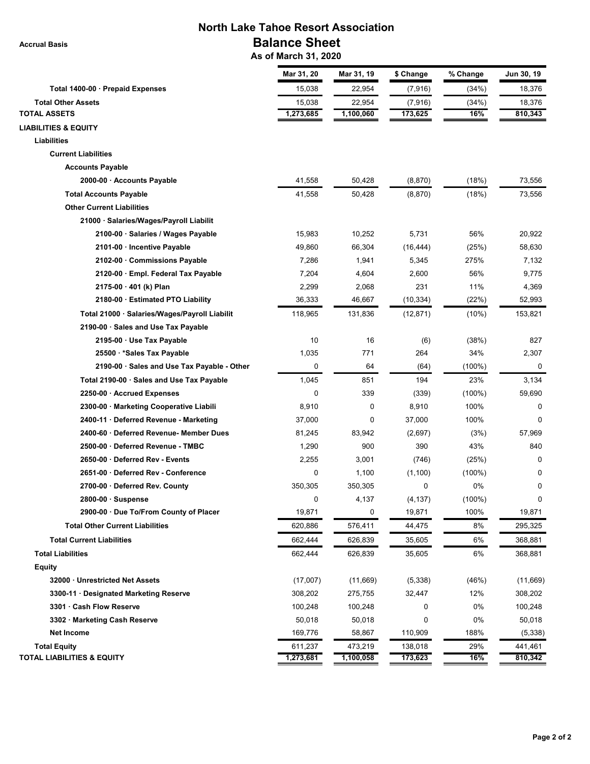# North Lake Tahoe Resort Association

## Balance Sheet

**Accrual Basis**

**As of March 31, 2020**

| | Mar 31, 20 | Mar 31, 19 | $ Change | % Change | Jun 30, 19 |
|---|---|---|---|---|---|
| **Total 1400-00 · Prepaid Expenses** | 15,038 | 22,954 | (7,916) | (34%) | 18,376 |
| **Total Other Assets** | 15,038 | 22,954 | (7,916) | (34%) | 18,376 |
| **TOTAL ASSETS** | 1,273,685 | 1,100,060 | 173,625 | 16% | 810,343 |
| **LIABILITIES & EQUITY** | | | | | |
| **Liabilities** | | | | | |
| **Current Liabilities** | | | | | |
| **Accounts Payable** | | | | | |
| **2000-00 · Accounts Payable** | 41,558 | 50,428 | (8,870) | (18%) | 73,556 |
| **Total Accounts Payable** | 41,558 | 50,428 | (8,870) | (18%) | 73,556 |
| **Other Current Liabilities** | | | | | |
| **21000 · Salaries/Wages/Payroll Liabilit** | | | | | |
| **2100-00 · Salaries / Wages Payable** | 15,983 | 10,252 | 5,731 | 56% | 20,922 |
| **2101-00 · Incentive Payable** | 49,860 | 66,304 | (16,444) | (25%) | 58,630 |
| **2102-00 · Commissions Payable** | 7,286 | 1,941 | 5,345 | 275% | 7,132 |
| **2120-00 · Empl. Federal Tax Payable** | 7,204 | 4,604 | 2,600 | 56% | 9,775 |
| **2175-00 · 401 (k) Plan** | 2,299 | 2,068 | 231 | 11% | 4,369 |
| **2180-00 · Estimated PTO Liability** | 36,333 | 46,667 | (10,334) | (22%) | 52,993 |
| **Total 21000 · Salaries/Wages/Payroll Liabilit** | 118,965 | 131,836 | (12,871) | (10%) | 153,821 |
| **2190-00 · Sales and Use Tax Payable** | | | | | |
| **2195-00 · Use Tax Payable** | 10 | 16 | (6) | (38%) | 827 |
| **25500 · *Sales Tax Payable** | 1,035 | 771 | 264 | 34% | 2,307 |
| **2190-00 · Sales and Use Tax Payable - Other** | 0 | 64 | (64) | (100%) | 0 |
| **Total 2190-00 · Sales and Use Tax Payable** | 1,045 | 851 | 194 | 23% | 3,134 |
| **2250-00 · Accrued Expenses** | 0 | 339 | (339) | (100%) | 59,690 |
| **2300-00 · Marketing Cooperative Liabili** | 8,910 | 0 | 8,910 | 100% | 0 |
| **2400-11 · Deferred Revenue - Marketing** | 37,000 | 0 | 37,000 | 100% | 0 |
| **2400-60 · Deferred Revenue- Member Dues** | 81,245 | 83,942 | (2,697) | (3%) | 57,969 |
| **2500-00 · Deferred Revenue - TMBC** | 1,290 | 900 | 390 | 43% | 840 |
| **2650-00 · Deferred Rev - Events** | 2,255 | 3,001 | (746) | (25%) | 0 |
| **2651-00 · Deferred Rev - Conference** | 0 | 1,100 | (1,100) | (100%) | 0 |
| **2700-00 · Deferred Rev. County** | 350,305 | 350,305 | 0 | 0% | 0 |
| **2800-00 · Suspense** | 0 | 4,137 | (4,137) | (100%) | 0 |
| **2900-00 · Due To/From County of Placer** | 19,871 | 0 | 19,871 | 100% | 19,871 |
| **Total Other Current Liabilities** | 620,886 | 576,411 | 44,475 | 8% | 295,325 |
| **Total Current Liabilities** | 662,444 | 626,839 | 35,605 | 6% | 368,881 |
| **Total Liabilities** | 662,444 | 626,839 | 35,605 | 6% | 368,881 |
| **Equity** | | | | | |
| **32000 · Unrestricted Net Assets** | (17,007) | (11,669) | (5,338) | (46%) | (11,669) |
| **3300-11 · Designated Marketing Reserve** | 308,202 | 275,755 | 32,447 | 12% | 308,202 |
| **3301 · Cash Flow Reserve** | 100,248 | 100,248 | 0 | 0% | 100,248 |
| **3302 · Marketing Cash Reserve** | 50,018 | 50,018 | 0 | 0% | 50,018 |
| **Net Income** | 169,776 | 58,867 | 110,909 | 188% | (5,338) |
| **Total Equity** | 611,237 | 473,219 | 138,018 | 29% | 441,461 |
| **TOTAL LIABILITIES & EQUITY** | 1,273,681 | 1,100,058 | 173,623 | 16% | 810,342 |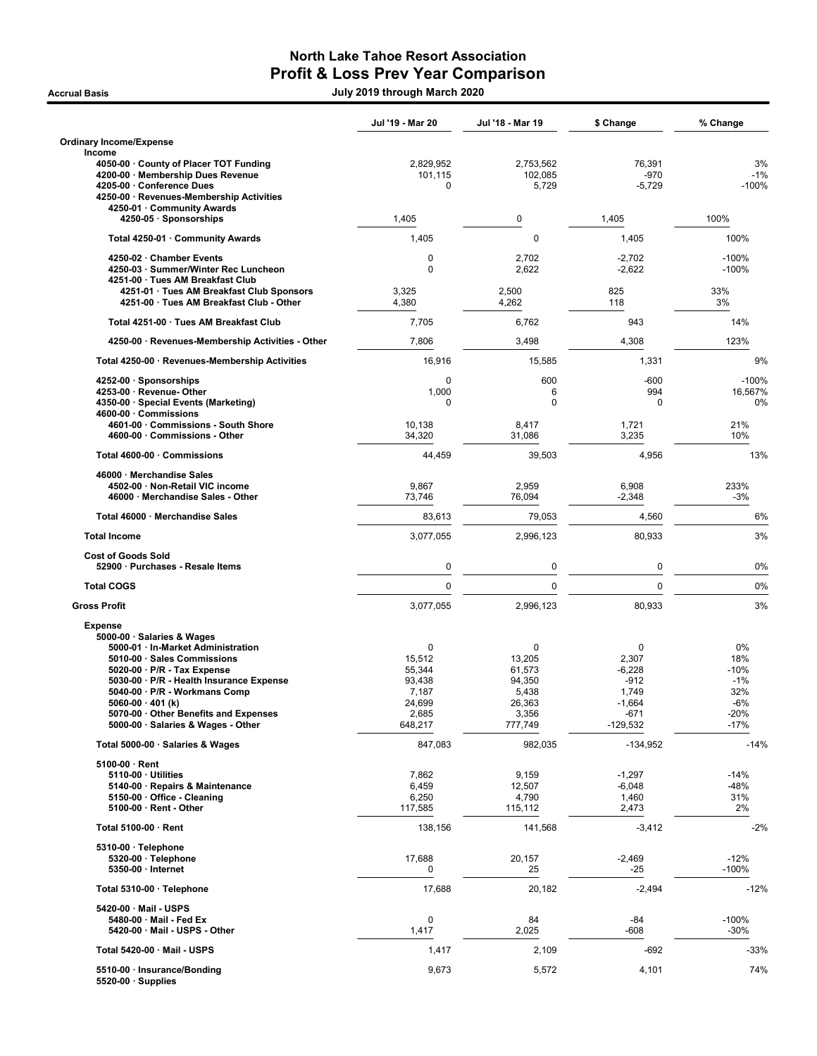# North Lake Tahoe Resort Association
## Profit & Loss Prev Year Comparison

**Accrual Basis** — July 2019 through March 2020

| | Jul '19 - Mar 20 | Jul '18 - Mar 19 | $ Change | % Change |
|---|---|---|---|---|
| **Ordinary Income/Expense** | | | | |
| **Income** | | | | |
| 4050-00 · County of Placer TOT Funding | 2,829,952 | 2,753,562 | 76,391 | 3% |
| 4200-00 · Membership Dues Revenue | 101,115 | 102,085 | -970 | -1% |
| 4205-00 · Conference Dues | 0 | 5,729 | -5,729 | -100% |
| 4250-00 · Revenues-Membership Activities | | | | |
| 4250-01 · Community Awards | | | | |
| 4250-05 · Sponsorships | 1,405 | 0 | 1,405 | 100% |
| Total 4250-01 · Community Awards | 1,405 | 0 | 1,405 | 100% |
| 4250-02 · Chamber Events | 0 | 2,702 | -2,702 | -100% |
| 4250-03 · Summer/Winter Rec Luncheon | 0 | 2,622 | -2,622 | -100% |
| 4251-00 · Tues AM Breakfast Club | | | | |
| 4251-01 · Tues AM Breakfast Club Sponsors | 3,325 | 2,500 | 825 | 33% |
| 4251-00 · Tues AM Breakfast Club - Other | 4,380 | 4,262 | 118 | 3% |
| Total 4251-00 · Tues AM Breakfast Club | 7,705 | 6,762 | 943 | 14% |
| 4250-00 · Revenues-Membership Activities - Other | 7,806 | 3,498 | 4,308 | 123% |
| Total 4250-00 · Revenues-Membership Activities | 16,916 | 15,585 | 1,331 | 9% |
| 4252-00 · Sponsorships | 0 | 600 | -600 | -100% |
| 4253-00 · Revenue- Other | 1,000 | 6 | 994 | 16,567% |
| 4350-00 · Special Events (Marketing) | 0 | 0 | 0 | 0% |
| 4600-00 · Commissions | | | | |
| 4601-00 · Commissions - South Shore | 10,138 | 8,417 | 1,721 | 21% |
| 4600-00 · Commissions - Other | 34,320 | 31,086 | 3,235 | 10% |
| Total 4600-00 · Commissions | 44,459 | 39,503 | 4,956 | 13% |
| 46000 · Merchandise Sales | | | | |
| 4502-00 · Non-Retail VIC income | 9,867 | 2,959 | 6,908 | 233% |
| 46000 · Merchandise Sales - Other | 73,746 | 76,094 | -2,348 | -3% |
| Total 46000 · Merchandise Sales | 83,613 | 79,053 | 4,560 | 6% |
| **Total Income** | 3,077,055 | 2,996,123 | 80,933 | 3% |
| **Cost of Goods Sold** | | | | |
| 52900 · Purchases - Resale Items | 0 | 0 | 0 | 0% |
| **Total COGS** | 0 | 0 | 0 | 0% |
| **Gross Profit** | 3,077,055 | 2,996,123 | 80,933 | 3% |
| **Expense** | | | | |
| 5000-00 · Salaries & Wages | | | | |
| 5000-01 · In-Market Administration | 0 | 0 | 0 | 0% |
| 5010-00 · Sales Commissions | 15,512 | 13,205 | 2,307 | 18% |
| 5020-00 · P/R - Tax Expense | 55,344 | 61,573 | -6,228 | -10% |
| 5030-00 · P/R - Health Insurance Expense | 93,438 | 94,350 | -912 | -1% |
| 5040-00 · P/R - Workmans Comp | 7,187 | 5,438 | 1,749 | 32% |
| 5060-00 · 401 (k) | 24,699 | 26,363 | -1,664 | -6% |
| 5070-00 · Other Benefits and Expenses | 2,685 | 3,356 | -671 | -20% |
| 5000-00 · Salaries & Wages - Other | 648,217 | 777,749 | -129,532 | -17% |
| Total 5000-00 · Salaries & Wages | 847,083 | 982,035 | -134,952 | -14% |
| 5100-00 · Rent | | | | |
| 5110-00 · Utilities | 7,862 | 9,159 | -1,297 | -14% |
| 5140-00 · Repairs & Maintenance | 6,459 | 12,507 | -6,048 | -48% |
| 5150-00 · Office - Cleaning | 6,250 | 4,790 | 1,460 | 31% |
| 5100-00 · Rent - Other | 117,585 | 115,112 | 2,473 | 2% |
| Total 5100-00 · Rent | 138,156 | 141,568 | -3,412 | -2% |
| 5310-00 · Telephone | | | | |
| 5320-00 · Telephone | 17,688 | 20,157 | -2,469 | -12% |
| 5350-00 · Internet | 0 | 25 | -25 | -100% |
| Total 5310-00 · Telephone | 17,688 | 20,182 | -2,494 | -12% |
| 5420-00 · Mail - USPS | | | | |
| 5480-00 · Mail - Fed Ex | 0 | 84 | -84 | -100% |
| 5420-00 · Mail - USPS - Other | 1,417 | 2,025 | -608 | -30% |
| Total 5420-00 · Mail - USPS | 1,417 | 2,109 | -692 | -33% |
| 5510-00 · Insurance/Bonding | 9,673 | 5,572 | 4,101 | 74% |
| 5520-00 · Supplies | | | | |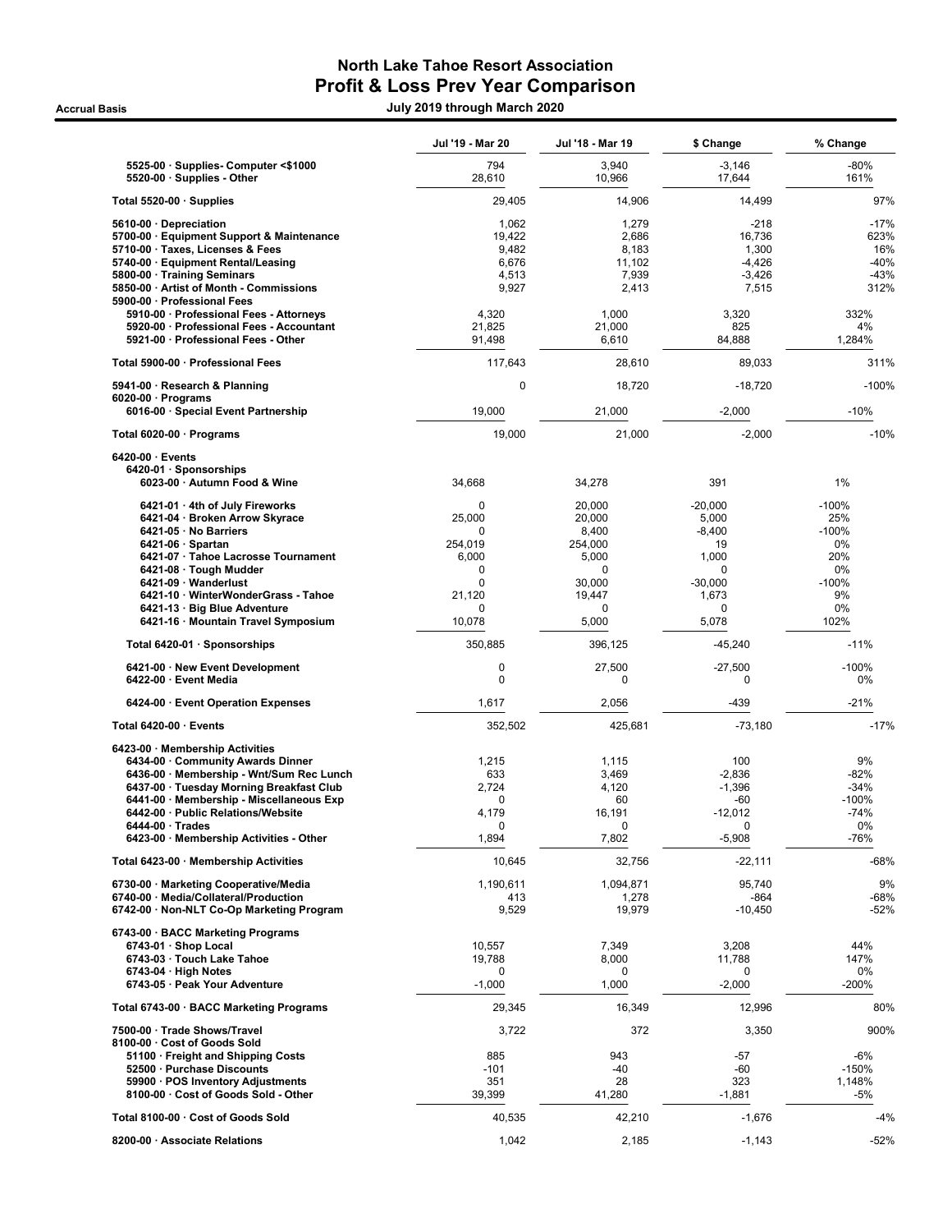# North Lake Tahoe Resort Association
## Profit & Loss Prev Year Comparison

Accrual Basis — July 2019 through March 2020

| | Jul '19 - Mar 20 | Jul '18 - Mar 19 | $ Change | % Change |
|---|---|---|---|---|
| 5525-00 · Supplies- Computer <$1000 | 794 | 3,940 | -3,146 | -80% |
| 5520-00 · Supplies - Other | 28,610 | 10,966 | 17,644 | 161% |
| **Total 5520-00 · Supplies** | 29,405 | 14,906 | 14,499 | 97% |
| 5610-00 · Depreciation | 1,062 | 1,279 | -218 | -17% |
| 5700-00 · Equipment Support & Maintenance | 19,422 | 2,686 | 16,736 | 623% |
| 5710-00 · Taxes, Licenses & Fees | 9,482 | 8,183 | 1,300 | 16% |
| 5740-00 · Equipment Rental/Leasing | 6,676 | 11,102 | -4,426 | -40% |
| 5800-00 · Training Seminars | 4,513 | 7,939 | -3,426 | -43% |
| 5850-00 · Artist of Month - Commissions | 9,927 | 2,413 | 7,515 | 312% |
| 5900-00 · Professional Fees | | | | |
| 5910-00 · Professional Fees - Attorneys | 4,320 | 1,000 | 3,320 | 332% |
| 5920-00 · Professional Fees - Accountant | 21,825 | 21,000 | 825 | 4% |
| 5921-00 · Professional Fees - Other | 91,498 | 6,610 | 84,888 | 1,284% |
| **Total 5900-00 · Professional Fees** | 117,643 | 28,610 | 89,033 | 311% |
| 5941-00 · Research & Planning | 0 | 18,720 | -18,720 | -100% |
| 6020-00 · Programs | | | | |
| 6016-00 · Special Event Partnership | 19,000 | 21,000 | -2,000 | -10% |
| **Total 6020-00 · Programs** | 19,000 | 21,000 | -2,000 | -10% |
| 6420-00 · Events | | | | |
| 6420-01 · Sponsorships | | | | |
| 6023-00 · Autumn Food & Wine | 34,668 | 34,278 | 391 | 1% |
| 6421-01 · 4th of July Fireworks | 0 | 20,000 | -20,000 | -100% |
| 6421-04 · Broken Arrow Skyrace | 25,000 | 20,000 | 5,000 | 25% |
| 6421-05 · No Barriers | 0 | 8,400 | -8,400 | -100% |
| 6421-06 · Spartan | 254,019 | 254,000 | 19 | 0% |
| 6421-07 · Tahoe Lacrosse Tournament | 6,000 | 5,000 | 1,000 | 20% |
| 6421-08 · Tough Mudder | 0 | 0 | 0 | 0% |
| 6421-09 · Wanderlust | 0 | 30,000 | -30,000 | -100% |
| 6421-10 · WinterWonderGrass - Tahoe | 21,120 | 19,447 | 1,673 | 9% |
| 6421-13 · Big Blue Adventure | 0 | 0 | 0 | 0% |
| 6421-16 · Mountain Travel Symposium | 10,078 | 5,000 | 5,078 | 102% |
| **Total 6420-01 · Sponsorships** | 350,885 | 396,125 | -45,240 | -11% |
| 6421-00 · New Event Development | 0 | 27,500 | -27,500 | -100% |
| 6422-00 · Event Media | 0 | 0 | 0 | 0% |
| 6424-00 · Event Operation Expenses | 1,617 | 2,056 | -439 | -21% |
| **Total 6420-00 · Events** | 352,502 | 425,681 | -73,180 | -17% |
| 6423-00 · Membership Activities | | | | |
| 6434-00 · Community Awards Dinner | 1,215 | 1,115 | 100 | 9% |
| 6436-00 · Membership - Wnt/Sum Rec Lunch | 633 | 3,469 | -2,836 | -82% |
| 6437-00 · Tuesday Morning Breakfast Club | 2,724 | 4,120 | -1,396 | -34% |
| 6441-00 · Membership - Miscellaneous Exp | 0 | 60 | -60 | -100% |
| 6442-00 · Public Relations/Website | 4,179 | 16,191 | -12,012 | -74% |
| 6444-00 · Trades | 0 | 0 | 0 | 0% |
| 6423-00 · Membership Activities - Other | 1,894 | 7,802 | -5,908 | -76% |
| **Total 6423-00 · Membership Activities** | 10,645 | 32,756 | -22,111 | -68% |
| 6730-00 · Marketing Cooperative/Media | 1,190,611 | 1,094,871 | 95,740 | 9% |
| 6740-00 · Media/Collateral/Production | 413 | 1,278 | -864 | -68% |
| 6742-00 · Non-NLT Co-Op Marketing Program | 9,529 | 19,979 | -10,450 | -52% |
| 6743-00 · BACC Marketing Programs | | | | |
| 6743-01 · Shop Local | 10,557 | 7,349 | 3,208 | 44% |
| 6743-03 · Touch Lake Tahoe | 19,788 | 8,000 | 11,788 | 147% |
| 6743-04 · High Notes | 0 | 0 | 0 | 0% |
| 6743-05 · Peak Your Adventure | -1,000 | 1,000 | -2,000 | -200% |
| **Total 6743-00 · BACC Marketing Programs** | 29,345 | 16,349 | 12,996 | 80% |
| 7500-00 · Trade Shows/Travel | 3,722 | 372 | 3,350 | 900% |
| 8100-00 · Cost of Goods Sold | | | | |
| 51100 · Freight and Shipping Costs | 885 | 943 | -57 | -6% |
| 52500 · Purchase Discounts | -101 | -40 | -60 | -150% |
| 59900 · POS Inventory Adjustments | 351 | 28 | 323 | 1,148% |
| 8100-00 · Cost of Goods Sold - Other | 39,399 | 41,280 | -1,881 | -5% |
| **Total 8100-00 · Cost of Goods Sold** | 40,535 | 42,210 | -1,676 | -4% |
| 8200-00 · Associate Relations | 1,042 | 2,185 | -1,143 | -52% |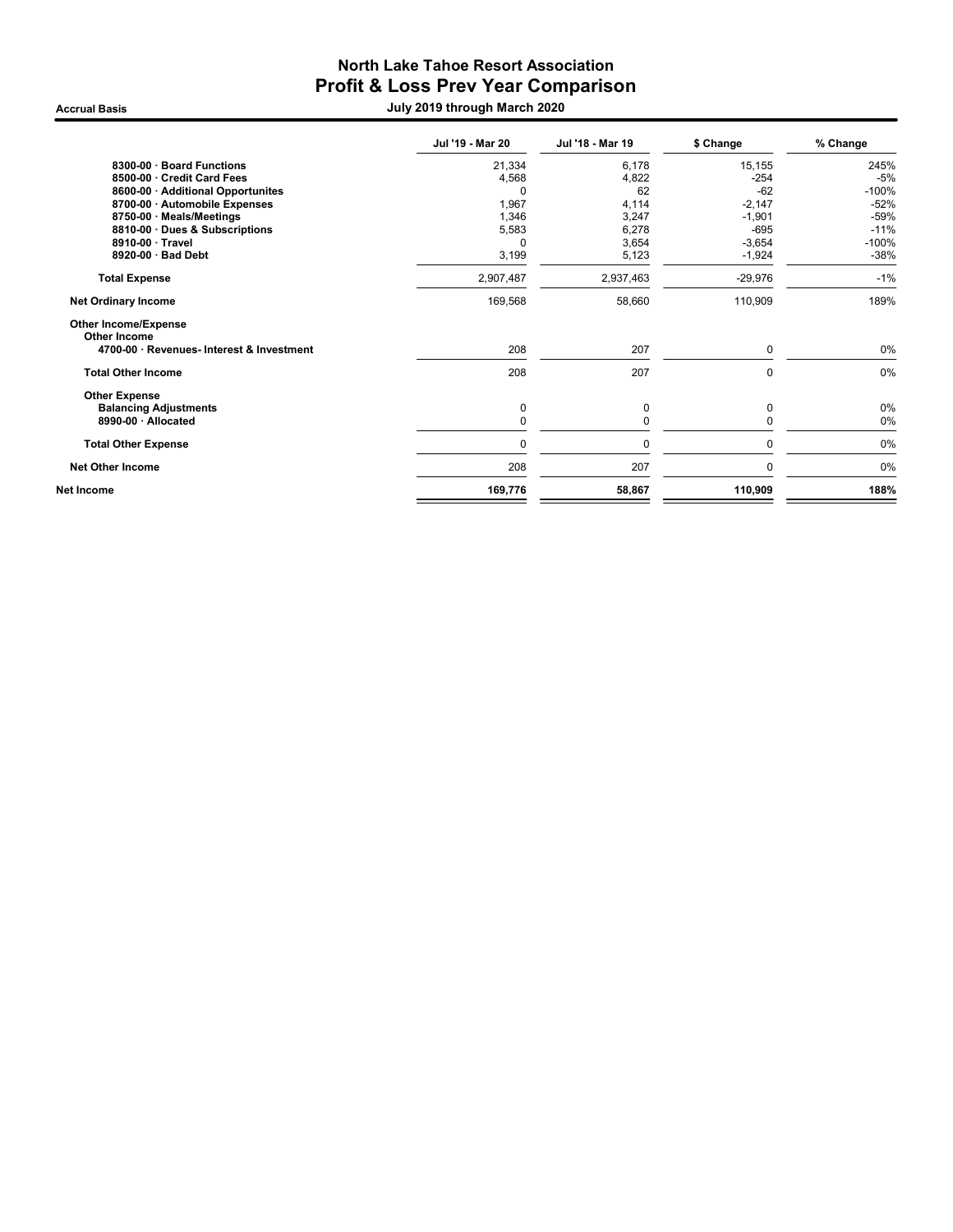# North Lake Tahoe Resort Association
## Profit & Loss Prev Year Comparison

**Accrual Basis** — **July 2019 through March 2020**

| | Jul '19 - Mar 20 | Jul '18 - Mar 19 | $ Change | % Change |
|---|---|---|---|---|
| 8300-00 · Board Functions | 21,334 | 6,178 | 15,155 | 245% |
| 8500-00 · Credit Card Fees | 4,568 | 4,822 | -254 | -5% |
| 8600-00 · Additional Opportunites | 0 | 62 | -62 | -100% |
| 8700-00 · Automobile Expenses | 1,967 | 4,114 | -2,147 | -52% |
| 8750-00 · Meals/Meetings | 1,346 | 3,247 | -1,901 | -59% |
| 8810-00 · Dues & Subscriptions | 5,583 | 6,278 | -695 | -11% |
| 8910-00 · Travel | 0 | 3,654 | -3,654 | -100% |
| 8920-00 · Bad Debt | 3,199 | 5,123 | -1,924 | -38% |
| **Total Expense** | 2,907,487 | 2,937,463 | -29,976 | -1% |
| **Net Ordinary Income** | 169,568 | 58,660 | 110,909 | 189% |
| **Other Income/Expense** | | | | |
| **Other Income** | | | | |
| 4700-00 · Revenues- Interest & Investment | 208 | 207 | 0 | 0% |
| **Total Other Income** | 208 | 207 | 0 | 0% |
| **Other Expense** | | | | |
| Balancing Adjustments | 0 | 0 | 0 | 0% |
| 8990-00 · Allocated | 0 | 0 | 0 | 0% |
| **Total Other Expense** | 0 | 0 | 0 | 0% |
| **Net Other Income** | 208 | 207 | 0 | 0% |
| **Net Income** | **169,776** | **58,867** | **110,909** | **188%** |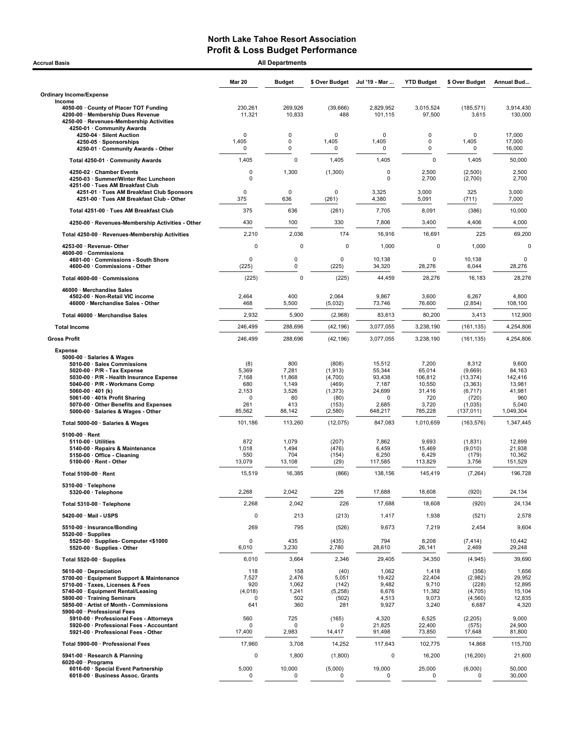# North Lake Tahoe Resort Association
## Profit & Loss Budget Performance

**Accrual Basis** — All Departments

| | Mar 20 | Budget | $ Over Budget | Jul '19 - Mar ... | YTD Budget | $ Over Budget | Annual Bud... |
|---|---|---|---|---|---|---|---|
| **Ordinary Income/Expense** | | | | | | | |
| **Income** | | | | | | | |
| 4050-00 · County of Placer TOT Funding | 230,261 | 269,926 | (39,666) | 2,829,952 | 3,015,524 | (185,571) | 3,914,430 |
| 4200-00 · Membership Dues Revenue | 11,321 | 10,833 | 488 | 101,115 | 97,500 | 3,615 | 130,000 |
| 4250-00 · Revenues-Membership Activities | | | | | | | |
| 4250-01 · Community Awards | | | | | | | |
| 4250-04 · Silent Auction | 0 | 0 | 0 | 0 | 0 | 0 | 17,000 |
| 4250-05 · Sponsorships | 1,405 | 0 | 1,405 | 1,405 | 0 | 1,405 | 17,000 |
| 4250-01 · Community Awards - Other | 0 | 0 | 0 | 0 | 0 | 0 | 16,000 |
| Total 4250-01 · Community Awards | 1,405 | 0 | 1,405 | 1,405 | 0 | 1,405 | 50,000 |
| 4250-02 · Chamber Events | 0 | 1,300 | (1,300) | 0 | 2,500 | (2,500) | 2,500 |
| 4250-03 · Summer/Winter Rec Luncheon | 0 | | | 0 | 2,700 | (2,700) | 2,700 |
| 4251-00 · Tues AM Breakfast Club | | | | | | | |
| 4251-01 · Tues AM Breakfast Club Sponsors | 0 | 0 | 0 | 3,325 | 3,000 | 325 | 3,000 |
| 4251-00 · Tues AM Breakfast Club - Other | 375 | 636 | (261) | 4,380 | 5,091 | (711) | 7,000 |
| Total 4251-00 · Tues AM Breakfast Club | 375 | 636 | (261) | 7,705 | 8,091 | (386) | 10,000 |
| 4250-00 · Revenues-Membership Activities - Other | 430 | 100 | 330 | 7,806 | 3,400 | 4,406 | 4,000 |
| Total 4250-00 · Revenues-Membership Activities | 2,210 | 2,036 | 174 | 16,916 | 16,691 | 225 | 69,200 |
| 4253-00 · Revenue- Other | 0 | 0 | 0 | 1,000 | 0 | 1,000 | 0 |
| 4600-00 · Commissions | | | | | | | |
| 4601-00 · Commissions - South Shore | 0 | 0 | 0 | 10,138 | 0 | 10,138 | 0 |
| 4600-00 · Commissions - Other | (225) | 0 | (225) | 34,320 | 28,276 | 6,044 | 28,276 |
| Total 4600-00 · Commissions | (225) | 0 | (225) | 44,459 | 28,276 | 16,183 | 28,276 |
| 46000 · Merchandise Sales | | | | | | | |
| 4502-00 · Non-Retail VIC income | 2,464 | 400 | 2,064 | 9,867 | 3,600 | 6,267 | 4,800 |
| 46000 · Merchandise Sales - Other | 468 | 5,500 | (5,032) | 73,746 | 76,600 | (2,854) | 108,100 |
| Total 46000 · Merchandise Sales | 2,932 | 5,900 | (2,968) | 83,613 | 80,200 | 3,413 | 112,900 |
| **Total Income** | 246,499 | 288,696 | (42,196) | 3,077,055 | 3,238,190 | (161,135) | 4,254,806 |
| **Gross Profit** | 246,499 | 288,696 | (42,196) | 3,077,055 | 3,238,190 | (161,135) | 4,254,806 |
| **Expense** | | | | | | | |
| 5000-00 · Salaries & Wages | | | | | | | |
| 5010-00 · Sales Commissions | (8) | 800 | (808) | 15,512 | 7,200 | 8,312 | 9,600 |
| 5020-00 · P/R - Tax Expense | 5,369 | 7,281 | (1,913) | 55,344 | 65,014 | (9,669) | 84,163 |
| 5030-00 · P/R - Health Insurance Expense | 7,168 | 11,868 | (4,700) | 93,438 | 106,812 | (13,374) | 142,416 |
| 5040-00 · P/R - Workmans Comp | 680 | 1,149 | (469) | 7,187 | 10,550 | (3,363) | 13,981 |
| 5060-00 · 401 (k) | 2,153 | 3,526 | (1,373) | 24,699 | 31,416 | (6,717) | 41,981 |
| 5061-00 · 401k Profit Sharing | 0 | 80 | (80) | 0 | 720 | (720) | 960 |
| 5070-00 · Other Benefits and Expenses | 261 | 413 | (153) | 2,685 | 3,720 | (1,035) | 5,040 |
| 5000-00 · Salaries & Wages - Other | 85,562 | 88,142 | (2,580) | 648,217 | 785,228 | (137,011) | 1,049,304 |
| Total 5000-00 · Salaries & Wages | 101,186 | 113,260 | (12,075) | 847,083 | 1,010,659 | (163,576) | 1,347,445 |
| 5100-00 · Rent | | | | | | | |
| 5110-00 · Utilities | 872 | 1,079 | (207) | 7,862 | 9,693 | (1,831) | 12,899 |
| 5140-00 · Repairs & Maintenance | 1,018 | 1,494 | (476) | 6,459 | 15,469 | (9,010) | 21,938 |
| 5150-00 · Office - Cleaning | 550 | 704 | (154) | 6,250 | 6,429 | (179) | 10,362 |
| 5100-00 · Rent - Other | 13,079 | 13,108 | (29) | 117,585 | 113,829 | 3,756 | 151,529 |
| Total 5100-00 · Rent | 15,519 | 16,385 | (866) | 138,156 | 145,419 | (7,264) | 196,728 |
| 5310-00 · Telephone | | | | | | | |
| 5320-00 · Telephone | 2,268 | 2,042 | 226 | 17,688 | 18,608 | (920) | 24,134 |
| Total 5310-00 · Telephone | 2,268 | 2,042 | 226 | 17,688 | 18,608 | (920) | 24,134 |
| 5420-00 · Mail - USPS | 0 | 213 | (213) | 1,417 | 1,938 | (521) | 2,578 |
| 5510-00 · Insurance/Bonding | 269 | 795 | (526) | 9,673 | 7,219 | 2,454 | 9,604 |
| 5520-00 · Supplies | | | | | | | |
| 5525-00 · Supplies- Computer <$1000 | 0 | 435 | (435) | 794 | 8,208 | (7,414) | 10,442 |
| 5520-00 · Supplies - Other | 6,010 | 3,230 | 2,780 | 28,610 | 26,141 | 2,469 | 29,248 |
| Total 5520-00 · Supplies | 6,010 | 3,664 | 2,346 | 29,405 | 34,350 | (4,945) | 39,690 |
| 5610-00 · Depreciation | 118 | 158 | (40) | 1,062 | 1,418 | (356) | 1,656 |
| 5700-00 · Equipment Support & Maintenance | 7,527 | 2,476 | 5,051 | 19,422 | 22,404 | (2,982) | 29,952 |
| 5710-00 · Taxes, Licenses & Fees | 920 | 1,062 | (142) | 9,482 | 9,710 | (228) | 12,895 |
| 5740-00 · Equipment Rental/Leasing | (4,018) | 1,241 | (5,258) | 6,676 | 11,382 | (4,705) | 15,104 |
| 5800-00 · Training Seminars | 0 | 502 | (502) | 4,513 | 9,073 | (4,560) | 12,835 |
| 5850-00 · Artist of Month - Commissions | 641 | 360 | 281 | 9,927 | 3,240 | 6,687 | 4,320 |
| 5900-00 · Professional Fees | | | | | | | |
| 5910-00 · Professional Fees - Attorneys | 560 | 725 | (165) | 4,320 | 6,525 | (2,205) | 9,000 |
| 5920-00 · Professional Fees - Accountant | 0 | 0 | 0 | 21,825 | 22,400 | (575) | 24,900 |
| 5921-00 · Professional Fees - Other | 17,400 | 2,983 | 14,417 | 91,498 | 73,850 | 17,648 | 81,800 |
| Total 5900-00 · Professional Fees | 17,960 | 3,708 | 14,252 | 117,643 | 102,775 | 14,868 | 115,700 |
| 5941-00 · Research & Planning | 0 | 1,800 | (1,800) | 0 | 16,200 | (16,200) | 21,600 |
| 6020-00 · Programs | | | | | | | |
| 6016-00 · Special Event Partnership | 5,000 | 10,000 | (5,000) | 19,000 | 25,000 | (6,000) | 50,000 |
| 6018-00 · Business Assoc. Grants | 0 | 0 | 0 | 0 | 0 | 0 | 30,000 |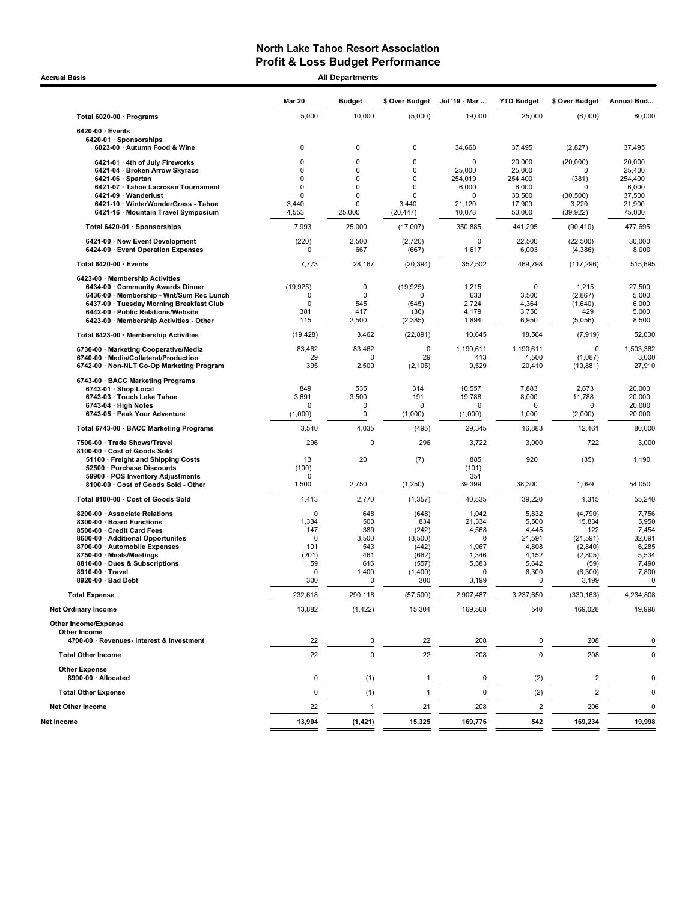# North Lake Tahoe Resort Association
## Profit & Loss Budget Performance

**Accrual Basis** — **All Departments**

| | Mar 20 | Budget | $ Over Budget | Jul '19 - Mar ... | YTD Budget | $ Over Budget | Annual Bud... |
|---|---|---|---|---|---|---|---|
| **Total 6020-00 · Programs** | 5,000 | 10,000 | (5,000) | 19,000 | 25,000 | (6,000) | 80,000 |
| 6420-00 · Events | | | | | | | |
| 6420-01 · Sponsorships | | | | | | | |
| 6023-00 · Autumn Food & Wine | 0 | 0 | 0 | 34,668 | 37,495 | (2,827) | 37,495 |
| 6421-01 · 4th of July Fireworks | 0 | 0 | 0 | 0 | 20,000 | (20,000) | 20,000 |
| 6421-04 · Broken Arrow Skyrace | 0 | 0 | 0 | 25,000 | 25,000 | 0 | 25,400 |
| 6421-06 · Spartan | 0 | 0 | 0 | 254,019 | 254,400 | (381) | 254,400 |
| 6421-07 · Tahoe Lacrosse Tournament | 0 | 0 | 0 | 6,000 | 6,000 | 0 | 6,000 |
| 6421-09 · Wanderlust | 0 | 0 | 0 | 0 | 30,500 | (30,500) | 37,500 |
| 6421-10 · WinterWonderGrass - Tahoe | 3,440 | 0 | 3,440 | 21,120 | 17,900 | 3,220 | 21,900 |
| 6421-16 · Mountain Travel Symposium | 4,553 | 25,000 | (20,447) | 10,078 | 50,000 | (39,922) | 75,000 |
| **Total 6420-01 · Sponsorships** | 7,993 | 25,000 | (17,007) | 350,885 | 441,295 | (90,410) | 477,695 |
| 6421-00 · New Event Development | (220) | 2,500 | (2,720) | 0 | 22,500 | (22,500) | 30,000 |
| 6424-00 · Event Operation Expenses | 0 | 667 | (667) | 1,617 | 6,003 | (4,386) | 8,000 |
| **Total 6420-00 · Events** | 7,773 | 28,167 | (20,394) | 352,502 | 469,798 | (117,296) | 515,695 |
| 6423-00 · Membership Activities | | | | | | | |
| 6434-00 · Community Awards Dinner | (19,925) | 0 | (19,925) | 1,215 | 0 | 1,215 | 27,500 |
| 6436-00 · Membership - Wnt/Sum Rec Lunch | 0 | 0 | 0 | 633 | 3,500 | (2,867) | 5,000 |
| 6437-00 · Tuesday Morning Breakfast Club | 0 | 545 | (545) | 2,724 | 4,364 | (1,640) | 6,000 |
| 6442-00 · Public Relations/Website | 381 | 417 | (36) | 4,179 | 3,750 | 429 | 5,000 |
| 6423-00 · Membership Activities - Other | 115 | 2,500 | (2,385) | 1,894 | 6,950 | (5,056) | 8,500 |
| **Total 6423-00 · Membership Activities** | (19,428) | 3,462 | (22,891) | 10,645 | 18,564 | (7,919) | 52,000 |
| 6730-00 · Marketing Cooperative/Media | 83,462 | 83,462 | 0 | 1,190,611 | 1,190,611 | 0 | 1,503,362 |
| 6740-00 · Media/Collateral/Production | 29 | 0 | 29 | 413 | 1,500 | (1,087) | 3,000 |
| 6742-00 · Non-NLT Co-Op Marketing Program | 395 | 2,500 | (2,105) | 9,529 | 20,410 | (10,881) | 27,910 |
| 6743-00 · BACC Marketing Programs | | | | | | | |
| 6743-01 · Shop Local | 849 | 535 | 314 | 10,557 | 7,883 | 2,673 | 20,000 |
| 6743-03 · Touch Lake Tahoe | 3,691 | 3,500 | 191 | 19,788 | 8,000 | 11,788 | 20,000 |
| 6743-04 · High Notes | 0 | 0 | 0 | 0 | 0 | 0 | 20,000 |
| 6743-05 · Peak Your Adventure | (1,000) | 0 | (1,000) | (1,000) | 1,000 | (2,000) | 20,000 |
| **Total 6743-00 · BACC Marketing Programs** | 3,540 | 4,035 | (495) | 29,345 | 16,883 | 12,461 | 80,000 |
| 7500-00 · Trade Shows/Travel | 296 | 0 | 296 | 3,722 | 3,000 | 722 | 3,000 |
| 8100-00 · Cost of Goods Sold | | | | | | | |
| 51100 · Freight and Shipping Costs | 13 | 20 | (7) | 885 | 920 | (35) | 1,190 |
| 52500 · Purchase Discounts | (100) | | | (101) | | | |
| 59900 · POS Inventory Adjustments | 0 | | | 351 | | | |
| 8100-00 · Cost of Goods Sold - Other | 1,500 | 2,750 | (1,250) | 39,399 | 38,300 | 1,099 | 54,050 |
| **Total 8100-00 · Cost of Goods Sold** | 1,413 | 2,770 | (1,357) | 40,535 | 39,220 | 1,315 | 55,240 |
| 8200-00 · Associate Relations | 0 | 648 | (648) | 1,042 | 5,832 | (4,790) | 7,756 |
| 8300-00 · Board Functions | 1,334 | 500 | 834 | 21,334 | 5,500 | 15,834 | 5,950 |
| 8500-00 · Credit Card Fees | 147 | 389 | (242) | 4,568 | 4,445 | 122 | 7,454 |
| 8600-00 · Additional Opportunites | 0 | 3,500 | (3,500) | 0 | 21,591 | (21,591) | 32,091 |
| 8700-00 · Automobile Expenses | 101 | 543 | (442) | 1,967 | 4,808 | (2,840) | 6,285 |
| 8750-00 · Meals/Meetings | (201) | 461 | (662) | 1,346 | 4,152 | (2,805) | 5,534 |
| 8810-00 · Dues & Subscriptions | 59 | 616 | (557) | 5,583 | 5,642 | (59) | 7,490 |
| 8910-00 · Travel | 0 | 1,400 | (1,400) | 0 | 6,300 | (6,300) | 7,800 |
| 8920-00 · Bad Debt | 300 | 0 | 300 | 3,199 | 0 | 3,199 | 0 |
| **Total Expense** | 232,618 | 290,118 | (57,500) | 2,907,487 | 3,237,650 | (330,163) | 4,234,808 |
| **Net Ordinary Income** | 13,882 | (1,422) | 15,304 | 169,568 | 540 | 169,028 | 19,998 |
| **Other Income/Expense** | | | | | | | |
| **Other Income** | | | | | | | |
| 4700-00 · Revenues- Interest & Investment | 22 | 0 | 22 | 208 | 0 | 208 | 0 |
| **Total Other Income** | 22 | 0 | 22 | 208 | 0 | 208 | 0 |
| **Other Expense** | | | | | | | |
| 8990-00 · Allocated | 0 | (1) | 1 | 0 | (2) | 2 | 0 |
| **Total Other Expense** | 0 | (1) | 1 | 0 | (2) | 2 | 0 |
| **Net Other Income** | 22 | 1 | 21 | 208 | 2 | 206 | 0 |
| **Net Income** | **13,904** | **(1,421)** | **15,325** | **169,776** | **542** | **169,234** | **19,998** |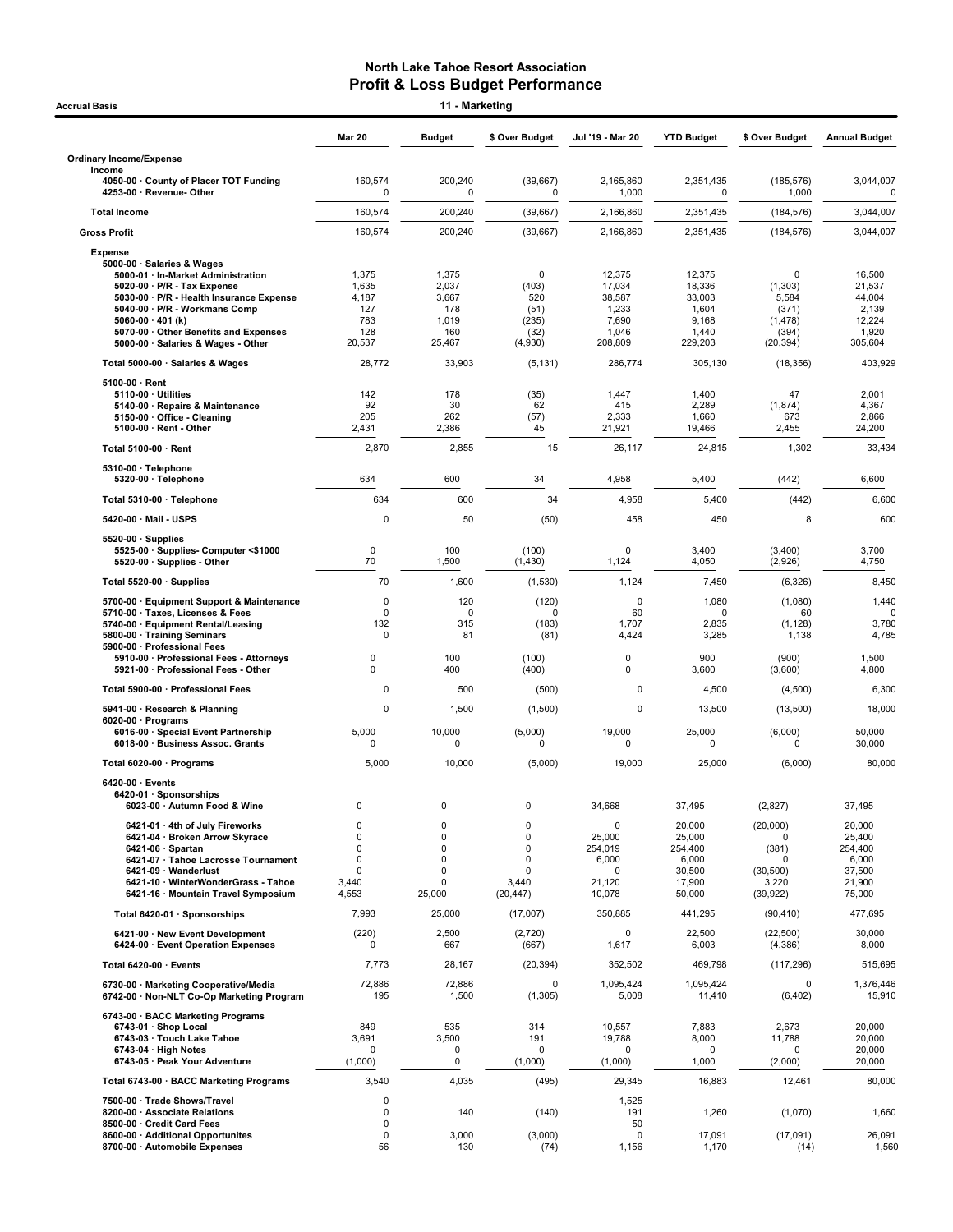# North Lake Tahoe Resort Association
## Profit & Loss Budget Performance

Accrual Basis — 11 - Marketing

| | Mar 20 | Budget | $ Over Budget | Jul '19 - Mar 20 | YTD Budget | $ Over Budget | Annual Budget |
|---|---|---|---|---|---|---|---|
| **Ordinary Income/Expense** | | | | | | | |
| **Income** | | | | | | | |
| 4050-00 · County of Placer TOT Funding | 160,574 | 200,240 | (39,667) | 2,165,860 | 2,351,435 | (185,576) | 3,044,007 |
| 4253-00 · Revenue- Other | 0 | 0 | 0 | 1,000 | 0 | 1,000 | 0 |
| **Total Income** | 160,574 | 200,240 | (39,667) | 2,166,860 | 2,351,435 | (184,576) | 3,044,007 |
| **Gross Profit** | 160,574 | 200,240 | (39,667) | 2,166,860 | 2,351,435 | (184,576) | 3,044,007 |
| **Expense** | | | | | | | |
| 5000-00 · Salaries & Wages | | | | | | | |
| 5000-01 · In-Market Administration | 1,375 | 1,375 | 0 | 12,375 | 12,375 | 0 | 16,500 |
| 5020-00 · P/R - Tax Expense | 1,635 | 2,037 | (403) | 17,034 | 18,336 | (1,303) | 21,537 |
| 5030-00 · P/R - Health Insurance Expense | 4,187 | 3,667 | 520 | 38,587 | 33,003 | 5,584 | 44,004 |
| 5040-00 · P/R - Workmans Comp | 127 | 178 | (51) | 1,233 | 1,604 | (371) | 2,139 |
| 5060-00 · 401 (k) | 783 | 1,019 | (235) | 7,690 | 9,168 | (1,478) | 12,224 |
| 5070-00 · Other Benefits and Expenses | 128 | 160 | (32) | 1,046 | 1,440 | (394) | 1,920 |
| 5000-00 · Salaries & Wages - Other | 20,537 | 25,467 | (4,930) | 208,809 | 229,203 | (20,394) | 305,604 |
| **Total 5000-00 · Salaries & Wages** | 28,772 | 33,903 | (5,131) | 286,774 | 305,130 | (18,356) | 403,929 |
| 5100-00 · Rent | | | | | | | |
| 5110-00 · Utilities | 142 | 178 | (35) | 1,447 | 1,400 | 47 | 2,001 |
| 5140-00 · Repairs & Maintenance | 92 | 30 | 62 | 415 | 2,289 | (1,874) | 4,367 |
| 5150-00 · Office - Cleaning | 205 | 262 | (57) | 2,333 | 1,660 | 673 | 2,866 |
| 5100-00 · Rent - Other | 2,431 | 2,386 | 45 | 21,921 | 19,466 | 2,455 | 24,200 |
| **Total 5100-00 · Rent** | 2,870 | 2,855 | 15 | 26,117 | 24,815 | 1,302 | 33,434 |
| 5310-00 · Telephone | | | | | | | |
| 5320-00 · Telephone | 634 | 600 | 34 | 4,958 | 5,400 | (442) | 6,600 |
| **Total 5310-00 · Telephone** | 634 | 600 | 34 | 4,958 | 5,400 | (442) | 6,600 |
| 5420-00 · Mail - USPS | 0 | 50 | (50) | 458 | 450 | 8 | 600 |
| 5520-00 · Supplies | | | | | | | |
| 5525-00 · Supplies- Computer <$1000 | 0 | 100 | (100) | 0 | 3,400 | (3,400) | 3,700 |
| 5520-00 · Supplies - Other | 70 | 1,500 | (1,430) | 1,124 | 4,050 | (2,926) | 4,750 |
| **Total 5520-00 · Supplies** | 70 | 1,600 | (1,530) | 1,124 | 7,450 | (6,326) | 8,450 |
| 5700-00 · Equipment Support & Maintenance | 0 | 120 | (120) | 0 | 1,080 | (1,080) | 1,440 |
| 5710-00 · Taxes, Licenses & Fees | 0 | 0 | 0 | 60 | 0 | 60 | 0 |
| 5740-00 · Equipment Rental/Leasing | 132 | 315 | (183) | 1,707 | 2,835 | (1,128) | 3,780 |
| 5800-00 · Training Seminars | 0 | 81 | (81) | 4,424 | 3,285 | 1,138 | 4,785 |
| 5900-00 · Professional Fees | | | | | | | |
| 5910-00 · Professional Fees - Attorneys | 0 | 100 | (100) | 0 | 900 | (900) | 1,500 |
| 5921-00 · Professional Fees - Other | 0 | 400 | (400) | 0 | 3,600 | (3,600) | 4,800 |
| **Total 5900-00 · Professional Fees** | 0 | 500 | (500) | 0 | 4,500 | (4,500) | 6,300 |
| 5941-00 · Research & Planning | 0 | 1,500 | (1,500) | 0 | 13,500 | (13,500) | 18,000 |
| 6020-00 · Programs | | | | | | | |
| 6016-00 · Special Event Partnership | 5,000 | 10,000 | (5,000) | 19,000 | 25,000 | (6,000) | 50,000 |
| 6018-00 · Business Assoc. Grants | 0 | 0 | 0 | 0 | 0 | 0 | 30,000 |
| **Total 6020-00 · Programs** | 5,000 | 10,000 | (5,000) | 19,000 | 25,000 | (6,000) | 80,000 |
| 6420-00 · Events | | | | | | | |
| 6420-01 · Sponsorships | | | | | | | |
| 6023-00 · Autumn Food & Wine | 0 | 0 | 0 | 34,668 | 37,495 | (2,827) | 37,495 |
| 6421-01 · 4th of July Fireworks | 0 | 0 | 0 | 0 | 20,000 | (20,000) | 20,000 |
| 6421-04 · Broken Arrow Skyrace | 0 | 0 | 0 | 25,000 | 25,000 | 0 | 25,400 |
| 6421-06 · Spartan | 0 | 0 | 0 | 254,019 | 254,400 | (381) | 254,400 |
| 6421-07 · Tahoe Lacrosse Tournament | 0 | 0 | 0 | 6,000 | 6,000 | 0 | 6,000 |
| 6421-09 · Wanderlust | 0 | 0 | 0 | 0 | 30,500 | (30,500) | 37,500 |
| 6421-10 · WinterWonderGrass - Tahoe | 3,440 | 0 | 3,440 | 21,120 | 17,900 | 3,220 | 21,900 |
| 6421-16 · Mountain Travel Symposium | 4,553 | 25,000 | (20,447) | 10,078 | 50,000 | (39,922) | 75,000 |
| **Total 6420-01 · Sponsorships** | 7,993 | 25,000 | (17,007) | 350,885 | 441,295 | (90,410) | 477,695 |
| 6421-00 · New Event Development | (220) | 2,500 | (2,720) | 0 | 22,500 | (22,500) | 30,000 |
| 6424-00 · Event Operation Expenses | 0 | 667 | (667) | 1,617 | 6,003 | (4,386) | 8,000 |
| **Total 6420-00 · Events** | 7,773 | 28,167 | (20,394) | 352,502 | 469,798 | (117,296) | 515,695 |
| 6730-00 · Marketing Cooperative/Media | 72,886 | 72,886 | 0 | 1,095,424 | 1,095,424 | 0 | 1,376,446 |
| 6742-00 · Non-NLT Co-Op Marketing Program | 195 | 1,500 | (1,305) | 5,008 | 11,410 | (6,402) | 15,910 |
| 6743-00 · BACC Marketing Programs | | | | | | | |
| 6743-01 · Shop Local | 849 | 535 | 314 | 10,557 | 7,883 | 2,673 | 20,000 |
| 6743-03 · Touch Lake Tahoe | 3,691 | 3,500 | 191 | 19,788 | 8,000 | 11,788 | 20,000 |
| 6743-04 · High Notes | 0 | 0 | 0 | 0 | 0 | 0 | 20,000 |
| 6743-05 · Peak Your Adventure | (1,000) | 0 | (1,000) | (1,000) | 1,000 | (2,000) | 20,000 |
| **Total 6743-00 · BACC Marketing Programs** | 3,540 | 4,035 | (495) | 29,345 | 16,883 | 12,461 | 80,000 |
| 7500-00 · Trade Shows/Travel | 0 | | | 1,525 | | | |
| 8200-00 · Associate Relations | 0 | 140 | (140) | 191 | 1,260 | (1,070) | 1,660 |
| 8500-00 · Credit Card Fees | 0 | | | 50 | | | |
| 8600-00 · Additional Opportunites | 0 | 3,000 | (3,000) | 0 | 17,091 | (17,091) | 26,091 |
| 8700-00 · Automobile Expenses | 56 | 130 | (74) | 1,156 | 1,170 | (14) | 1,560 |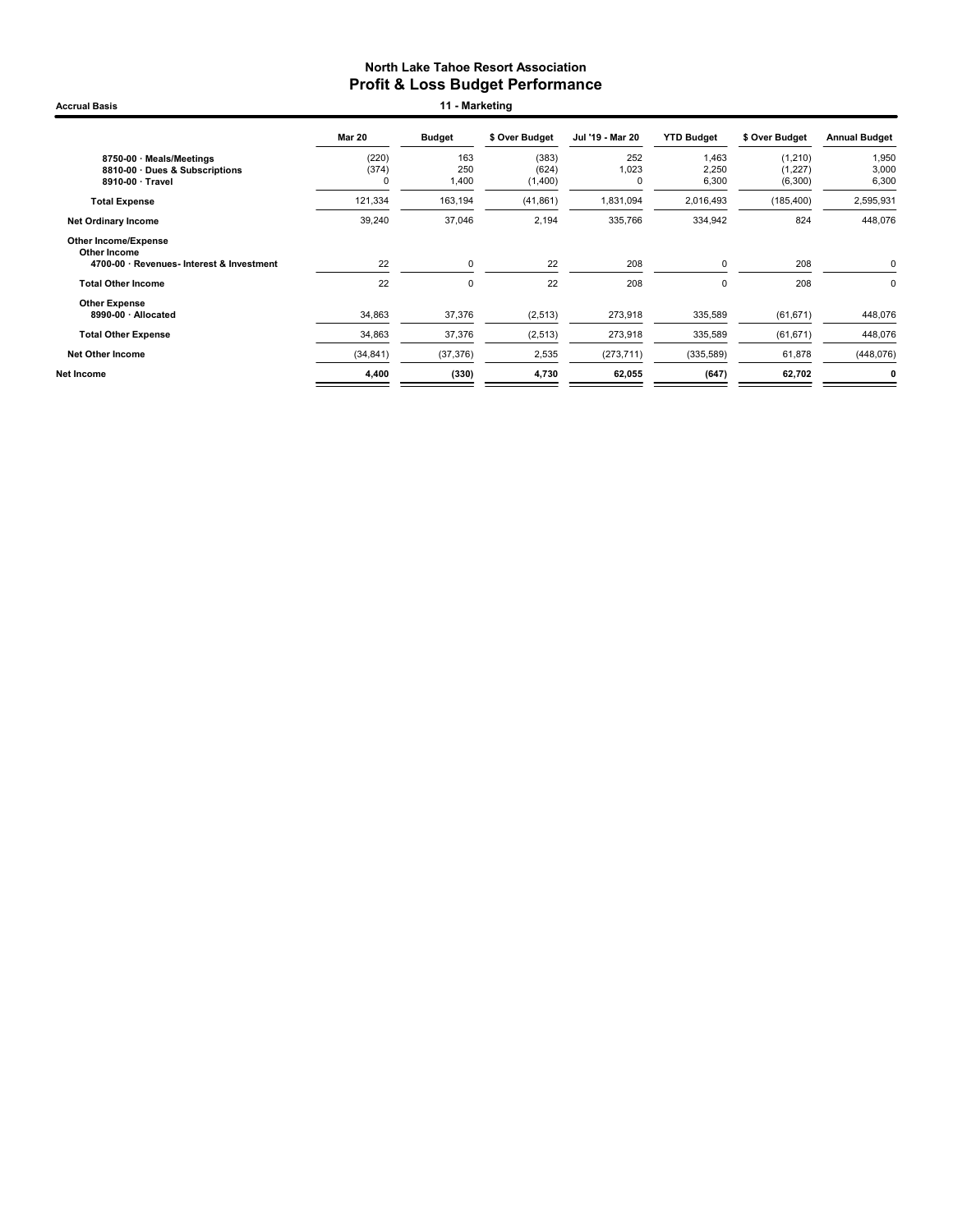# North Lake Tahoe Resort Association
## Profit & Loss Budget Performance

**Accrual Basis** — **11 - Marketing**

| | Mar 20 | Budget | $ Over Budget | Jul '19 - Mar 20 | YTD Budget | $ Over Budget | Annual Budget |
|---|---|---|---|---|---|---|---|
| 8750-00 · Meals/Meetings | (220) | 163 | (383) | 252 | 1,463 | (1,210) | 1,950 |
| 8810-00 · Dues & Subscriptions | (374) | 250 | (624) | 1,023 | 2,250 | (1,227) | 3,000 |
| 8910-00 · Travel | 0 | 1,400 | (1,400) | 0 | 6,300 | (6,300) | 6,300 |
| **Total Expense** | 121,334 | 163,194 | (41,861) | 1,831,094 | 2,016,493 | (185,400) | 2,595,931 |
| **Net Ordinary Income** | 39,240 | 37,046 | 2,194 | 335,766 | 334,942 | 824 | 448,076 |
| **Other Income/Expense** | | | | | | | |
| **Other Income** | | | | | | | |
| 4700-00 · Revenues- Interest & Investment | 22 | 0 | 22 | 208 | 0 | 208 | 0 |
| **Total Other Income** | 22 | 0 | 22 | 208 | 0 | 208 | 0 |
| **Other Expense** | | | | | | | |
| 8990-00 · Allocated | 34,863 | 37,376 | (2,513) | 273,918 | 335,589 | (61,671) | 448,076 |
| **Total Other Expense** | 34,863 | 37,376 | (2,513) | 273,918 | 335,589 | (61,671) | 448,076 |
| **Net Other Income** | (34,841) | (37,376) | 2,535 | (273,711) | (335,589) | 61,878 | (448,076) |
| **Net Income** | **4,400** | **(330)** | **4,730** | **62,055** | **(647)** | **62,702** | **0** |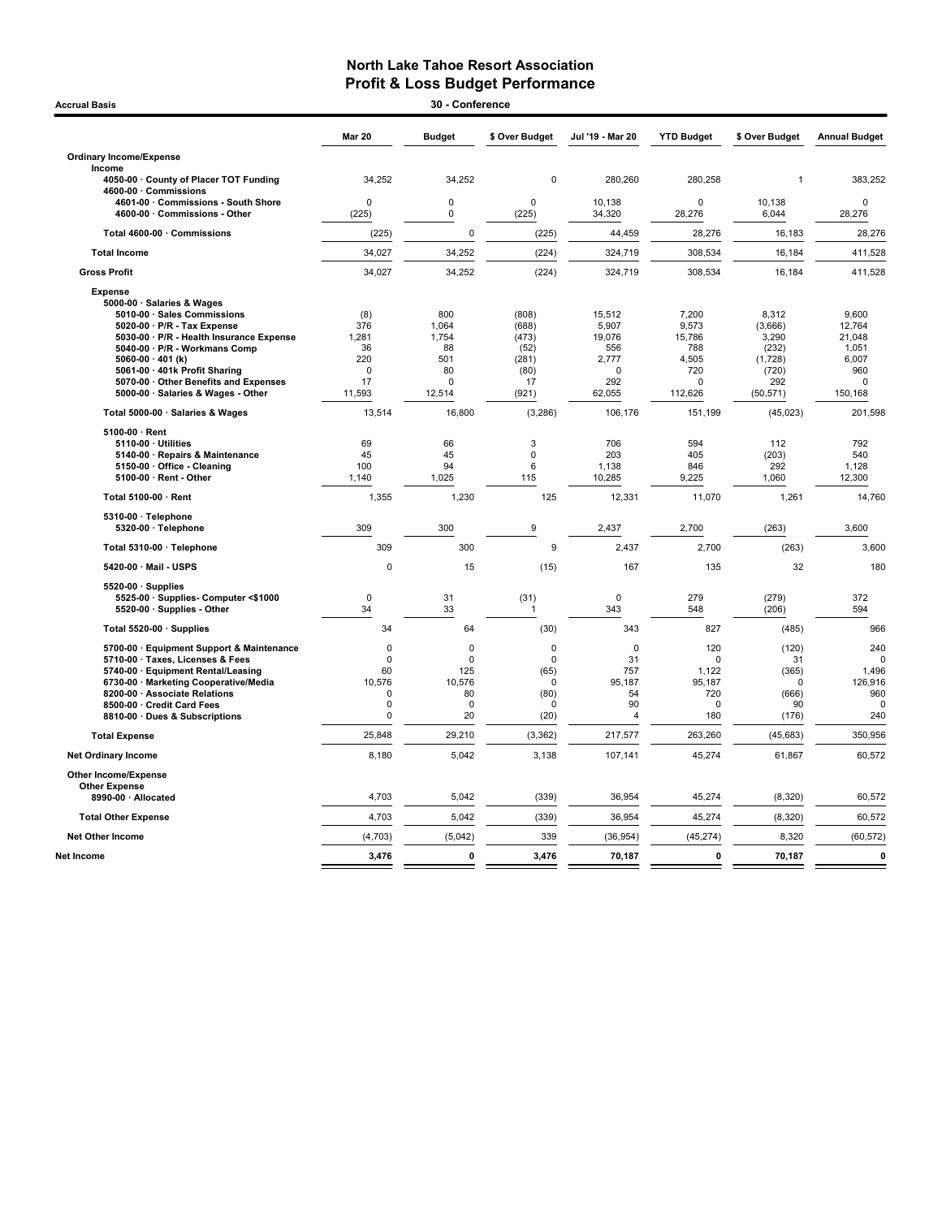# North Lake Tahoe Resort Association
## Profit & Loss Budget Performance

**Accrual Basis** — **30 - Conference**

| | Mar 20 | Budget | $ Over Budget | Jul '19 - Mar 20 | YTD Budget | $ Over Budget | Annual Budget |
|---|---|---|---|---|---|---|---|
| **Ordinary Income/Expense** | | | | | | | |
| **Income** | | | | | | | |
| 4050-00 · County of Placer TOT Funding | 34,252 | 34,252 | 0 | 280,260 | 280,258 | 1 | 383,252 |
| 4600-00 · Commissions | | | | | | | |
| 4601-00 · Commissions - South Shore | 0 | 0 | 0 | 10,138 | 0 | 10,138 | 0 |
| 4600-00 · Commissions - Other | (225) | 0 | (225) | 34,320 | 28,276 | 6,044 | 28,276 |
| Total 4600-00 · Commissions | (225) | 0 | (225) | 44,459 | 28,276 | 16,183 | 28,276 |
| **Total Income** | 34,027 | 34,252 | (224) | 324,719 | 308,534 | 16,184 | 411,528 |
| **Gross Profit** | 34,027 | 34,252 | (224) | 324,719 | 308,534 | 16,184 | 411,528 |
| **Expense** | | | | | | | |
| 5000-00 · Salaries & Wages | | | | | | | |
| 5010-00 · Sales Commissions | (8) | 800 | (808) | 15,512 | 7,200 | 8,312 | 9,600 |
| 5020-00 · P/R - Tax Expense | 376 | 1,064 | (688) | 5,907 | 9,573 | (3,666) | 12,764 |
| 5030-00 · P/R - Health Insurance Expense | 1,281 | 1,754 | (473) | 19,076 | 15,786 | 3,290 | 21,048 |
| 5040-00 · P/R - Workmans Comp | 36 | 88 | (52) | 556 | 788 | (232) | 1,051 |
| 5060-00 · 401 (k) | 220 | 501 | (281) | 2,777 | 4,505 | (1,728) | 6,007 |
| 5061-00 · 401k Profit Sharing | 0 | 80 | (80) | 0 | 720 | (720) | 960 |
| 5070-00 · Other Benefits and Expenses | 17 | 0 | 17 | 292 | 0 | 292 | 0 |
| 5000-00 · Salaries & Wages - Other | 11,593 | 12,514 | (921) | 62,055 | 112,626 | (50,571) | 150,168 |
| Total 5000-00 · Salaries & Wages | 13,514 | 16,800 | (3,286) | 106,176 | 151,199 | (45,023) | 201,598 |
| 5100-00 · Rent | | | | | | | |
| 5110-00 · Utilities | 69 | 66 | 3 | 706 | 594 | 112 | 792 |
| 5140-00 · Repairs & Maintenance | 45 | 45 | 0 | 203 | 405 | (203) | 540 |
| 5150-00 · Office - Cleaning | 100 | 94 | 6 | 1,138 | 846 | 292 | 1,128 |
| 5100-00 · Rent - Other | 1,140 | 1,025 | 115 | 10,285 | 9,225 | 1,060 | 12,300 |
| Total 5100-00 · Rent | 1,355 | 1,230 | 125 | 12,331 | 11,070 | 1,261 | 14,760 |
| 5310-00 · Telephone | | | | | | | |
| 5320-00 · Telephone | 309 | 300 | 9 | 2,437 | 2,700 | (263) | 3,600 |
| Total 5310-00 · Telephone | 309 | 300 | 9 | 2,437 | 2,700 | (263) | 3,600 |
| 5420-00 · Mail - USPS | 0 | 15 | (15) | 167 | 135 | 32 | 180 |
| 5520-00 · Supplies | | | | | | | |
| 5525-00 · Supplies- Computer <$1000 | 0 | 31 | (31) | 0 | 279 | (279) | 372 |
| 5520-00 · Supplies - Other | 34 | 33 | 1 | 343 | 548 | (206) | 594 |
| Total 5520-00 · Supplies | 34 | 64 | (30) | 343 | 827 | (485) | 966 |
| 5700-00 · Equipment Support & Maintenance | 0 | 0 | 0 | 0 | 120 | (120) | 240 |
| 5710-00 · Taxes, Licenses & Fees | 0 | 0 | 0 | 31 | 0 | 31 | 0 |
| 5740-00 · Equipment Rental/Leasing | 60 | 125 | (65) | 757 | 1,122 | (365) | 1,496 |
| 6730-00 · Marketing Cooperative/Media | 10,576 | 10,576 | 0 | 95,187 | 95,187 | 0 | 126,916 |
| 8200-00 · Associate Relations | 0 | 80 | (80) | 54 | 720 | (666) | 960 |
| 8500-00 · Credit Card Fees | 0 | 0 | 0 | 90 | 0 | 90 | 0 |
| 8810-00 · Dues & Subscriptions | 0 | 20 | (20) | 4 | 180 | (176) | 240 |
| **Total Expense** | 25,848 | 29,210 | (3,362) | 217,577 | 263,260 | (45,683) | 350,956 |
| **Net Ordinary Income** | 8,180 | 5,042 | 3,138 | 107,141 | 45,274 | 61,867 | 60,572 |
| **Other Income/Expense** | | | | | | | |
| **Other Expense** | | | | | | | |
| 8990-00 · Allocated | 4,703 | 5,042 | (339) | 36,954 | 45,274 | (8,320) | 60,572 |
| **Total Other Expense** | 4,703 | 5,042 | (339) | 36,954 | 45,274 | (8,320) | 60,572 |
| **Net Other Income** | (4,703) | (5,042) | 339 | (36,954) | (45,274) | 8,320 | (60,572) |
| **Net Income** | **3,476** | **0** | **3,476** | **70,187** | **0** | **70,187** | **0** |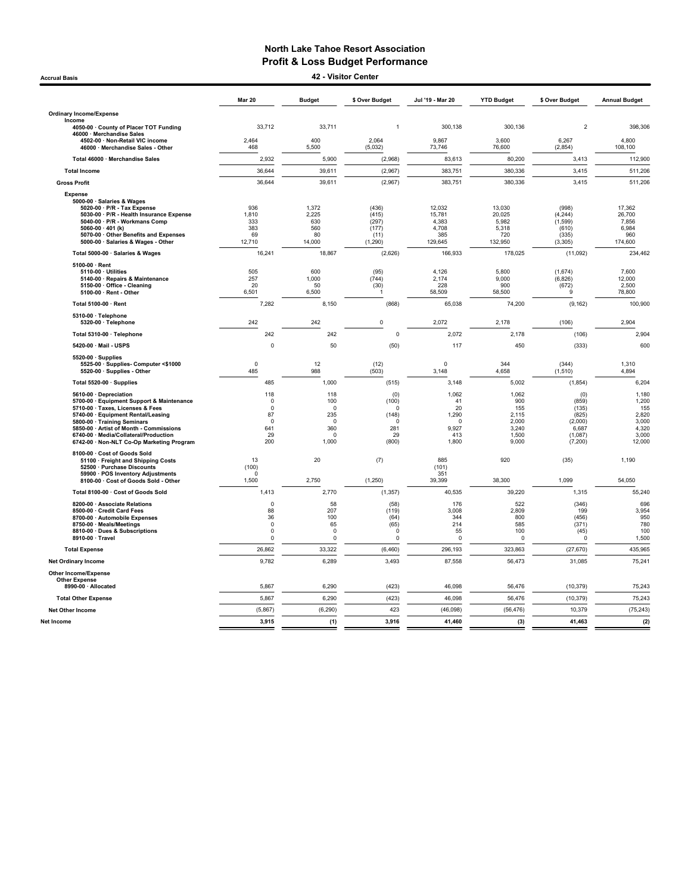# North Lake Tahoe Resort Association
## Profit & Loss Budget Performance
### 42 - Visitor Center

Accrual Basis

| | Mar 20 | Budget | $ Over Budget | Jul '19 - Mar 20 | YTD Budget | $ Over Budget | Annual Budget |
|---|---|---|---|---|---|---|---|
| **Ordinary Income/Expense** | | | | | | | |
| **Income** | | | | | | | |
| **4050-00 · County of Placer TOT Funding** | 33,712 | 33,711 | 1 | 300,138 | 300,136 | 2 | 398,306 |
| **46000 · Merchandise Sales** | | | | | | | |
| **4502-00 · Non-Retail VIC income** | 2,464 | 400 | 2,064 | 9,867 | 3,600 | 6,267 | 4,800 |
| **46000 · Merchandise Sales - Other** | 468 | 5,500 | (5,032) | 73,746 | 76,600 | (2,854) | 108,100 |
| **Total 46000 · Merchandise Sales** | 2,932 | 5,900 | (2,968) | 83,613 | 80,200 | 3,413 | 112,900 |
| **Total Income** | 36,644 | 39,611 | (2,967) | 383,751 | 380,336 | 3,415 | 511,206 |
| **Gross Profit** | 36,644 | 39,611 | (2,967) | 383,751 | 380,336 | 3,415 | 511,206 |
| **Expense** | | | | | | | |
| **5000-00 · Salaries & Wages** | | | | | | | |
| **5020-00 · P/R - Tax Expense** | 936 | 1,372 | (436) | 12,032 | 13,030 | (998) | 17,362 |
| **5030-00 · P/R - Health Insurance Expense** | 1,810 | 2,225 | (415) | 15,781 | 20,025 | (4,244) | 26,700 |
| **5040-00 · P/R - Workmans Comp** | 333 | 630 | (297) | 4,383 | 5,982 | (1,599) | 7,856 |
| **5060-00 · 401 (k)** | 383 | 560 | (177) | 4,708 | 5,318 | (610) | 6,984 |
| **5070-00 · Other Benefits and Expenses** | 69 | 80 | (11) | 385 | 720 | (335) | 960 |
| **5000-00 · Salaries & Wages - Other** | 12,710 | 14,000 | (1,290) | 129,645 | 132,950 | (3,305) | 174,600 |
| **Total 5000-00 · Salaries & Wages** | 16,241 | 18,867 | (2,626) | 166,933 | 178,025 | (11,092) | 234,462 |
| **5100-00 · Rent** | | | | | | | |
| **5110-00 · Utilities** | 505 | 600 | (95) | 4,126 | 5,800 | (1,674) | 7,600 |
| **5140-00 · Repairs & Maintenance** | 257 | 1,000 | (744) | 2,174 | 9,000 | (6,826) | 12,000 |
| **5150-00 · Office - Cleaning** | 20 | 50 | (30) | 228 | 900 | (672) | 2,500 |
| **5100-00 · Rent - Other** | 6,501 | 6,500 | 1 | 58,509 | 58,500 | 9 | 78,800 |
| **Total 5100-00 · Rent** | 7,282 | 8,150 | (868) | 65,038 | 74,200 | (9,162) | 100,900 |
| **5310-00 · Telephone** | | | | | | | |
| **5320-00 · Telephone** | 242 | 242 | 0 | 2,072 | 2,178 | (106) | 2,904 |
| **Total 5310-00 · Telephone** | 242 | 242 | 0 | 2,072 | 2,178 | (106) | 2,904 |
| **5420-00 · Mail - USPS** | 0 | 50 | (50) | 117 | 450 | (333) | 600 |
| **5520-00 · Supplies** | | | | | | | |
| **5525-00 · Supplies- Computer <$1000** | 0 | 12 | (12) | 0 | 344 | (344) | 1,310 |
| **5520-00 · Supplies - Other** | 485 | 988 | (503) | 3,148 | 4,658 | (1,510) | 4,894 |
| **Total 5520-00 · Supplies** | 485 | 1,000 | (515) | 3,148 | 5,002 | (1,854) | 6,204 |
| **5610-00 · Depreciation** | 118 | 118 | (0) | 1,062 | 1,062 | (0) | 1,180 |
| **5700-00 · Equipment Support & Maintenance** | 0 | 100 | (100) | 41 | 900 | (859) | 1,200 |
| **5710-00 · Taxes, Licenses & Fees** | 0 | 0 | 0 | 20 | 155 | (135) | 155 |
| **5740-00 · Equipment Rental/Leasing** | 87 | 235 | (148) | 1,290 | 2,115 | (825) | 2,820 |
| **5800-00 · Training Seminars** | 0 | 0 | 0 | 0 | 2,000 | (2,000) | 3,000 |
| **5850-00 · Artist of Month - Commissions** | 641 | 360 | 281 | 9,927 | 3,240 | 6,687 | 4,320 |
| **6740-00 · Media/Collateral/Production** | 29 | 0 | 29 | 413 | 1,500 | (1,087) | 3,000 |
| **6742-00 · Non-NLT Co-Op Marketing Program** | 200 | 1,000 | (800) | 1,800 | 9,000 | (7,200) | 12,000 |
| **8100-00 · Cost of Goods Sold** | | | | | | | |
| **51100 · Freight and Shipping Costs** | 13 | 20 | (7) | 885 | 920 | (35) | 1,190 |
| **52500 · Purchase Discounts** | (100) | | | (101) | | | |
| **59900 · POS Inventory Adjustments** | 0 | | | 351 | | | |
| **8100-00 · Cost of Goods Sold - Other** | 1,500 | 2,750 | (1,250) | 39,399 | 38,300 | 1,099 | 54,050 |
| **Total 8100-00 · Cost of Goods Sold** | 1,413 | 2,770 | (1,357) | 40,535 | 39,220 | 1,315 | 55,240 |
| **8200-00 · Associate Relations** | 0 | 58 | (58) | 176 | 522 | (346) | 696 |
| **8500-00 · Credit Card Fees** | 88 | 207 | (119) | 3,008 | 2,809 | 199 | 3,954 |
| **8700-00 · Automobile Expenses** | 36 | 100 | (64) | 344 | 800 | (456) | 950 |
| **8750-00 · Meals/Meetings** | 0 | 65 | (65) | 214 | 585 | (371) | 780 |
| **8810-00 · Dues & Subscriptions** | 0 | 0 | 0 | 55 | 100 | (45) | 100 |
| **8910-00 · Travel** | 0 | 0 | 0 | 0 | 0 | 0 | 1,500 |
| **Total Expense** | 26,862 | 33,322 | (6,460) | 296,193 | 323,863 | (27,670) | 435,965 |
| **Net Ordinary Income** | 9,782 | 6,289 | 3,493 | 87,558 | 56,473 | 31,085 | 75,241 |
| **Other Income/Expense** | | | | | | | |
| **Other Expense** | | | | | | | |
| **8990-00 · Allocated** | 5,867 | 6,290 | (423) | 46,098 | 56,476 | (10,379) | 75,243 |
| **Total Other Expense** | 5,867 | 6,290 | (423) | 46,098 | 56,476 | (10,379) | 75,243 |
| **Net Other Income** | (5,867) | (6,290) | 423 | (46,098) | (56,476) | 10,379 | (75,243) |
| **Net Income** | **3,915** | **(1)** | **3,916** | **41,460** | **(3)** | **41,463** | **(2)** |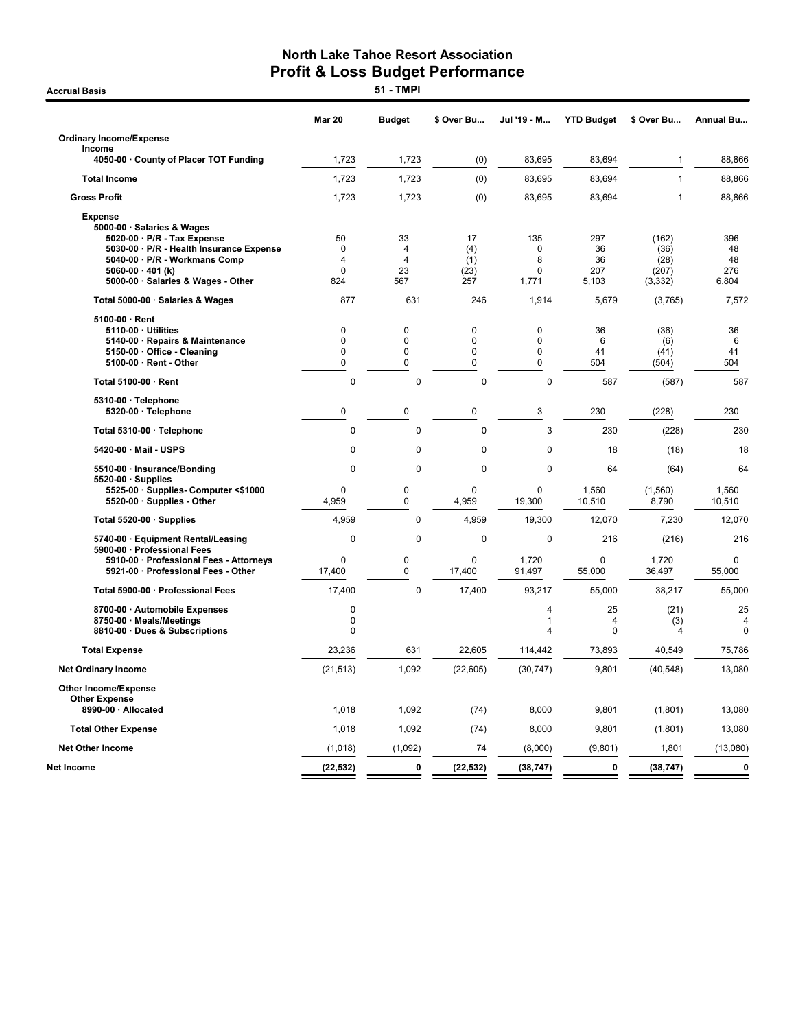# North Lake Tahoe Resort Association
## Profit & Loss Budget Performance

**Accrual Basis** — **51 - TMPI**

| | Mar 20 | Budget | $ Over Bu... | Jul '19 - M... | YTD Budget | $ Over Bu... | Annual Bu... |
|---|---|---|---|---|---|---|---|
| **Ordinary Income/Expense** | | | | | | | |
| **Income** | | | | | | | |
| 4050-00 · County of Placer TOT Funding | 1,723 | 1,723 | (0) | 83,695 | 83,694 | 1 | 88,866 |
| **Total Income** | 1,723 | 1,723 | (0) | 83,695 | 83,694 | 1 | 88,866 |
| **Gross Profit** | 1,723 | 1,723 | (0) | 83,695 | 83,694 | 1 | 88,866 |
| **Expense** | | | | | | | |
| 5000-00 · Salaries & Wages | | | | | | | |
| 5020-00 · P/R - Tax Expense | 50 | 33 | 17 | 135 | 297 | (162) | 396 |
| 5030-00 · P/R - Health Insurance Expense | 0 | 4 | (4) | 0 | 36 | (36) | 48 |
| 5040-00 · P/R - Workmans Comp | 4 | 4 | (1) | 8 | 36 | (28) | 48 |
| 5060-00 · 401 (k) | 0 | 23 | (23) | 0 | 207 | (207) | 276 |
| 5000-00 · Salaries & Wages - Other | 824 | 567 | 257 | 1,771 | 5,103 | (3,332) | 6,804 |
| **Total 5000-00 · Salaries & Wages** | 877 | 631 | 246 | 1,914 | 5,679 | (3,765) | 7,572 |
| 5100-00 · Rent | | | | | | | |
| 5110-00 · Utilities | 0 | 0 | 0 | 0 | 36 | (36) | 36 |
| 5140-00 · Repairs & Maintenance | 0 | 0 | 0 | 0 | 6 | (6) | 6 |
| 5150-00 · Office - Cleaning | 0 | 0 | 0 | 0 | 41 | (41) | 41 |
| 5100-00 · Rent - Other | 0 | 0 | 0 | 0 | 504 | (504) | 504 |
| **Total 5100-00 · Rent** | 0 | 0 | 0 | 0 | 587 | (587) | 587 |
| 5310-00 · Telephone | | | | | | | |
| 5320-00 · Telephone | 0 | 0 | 0 | 3 | 230 | (228) | 230 |
| **Total 5310-00 · Telephone** | 0 | 0 | 0 | 3 | 230 | (228) | 230 |
| 5420-00 · Mail - USPS | 0 | 0 | 0 | 0 | 18 | (18) | 18 |
| 5510-00 · Insurance/Bonding | 0 | 0 | 0 | 0 | 64 | (64) | 64 |
| 5520-00 · Supplies | | | | | | | |
| 5525-00 · Supplies- Computer <$1000 | 0 | 0 | 0 | 0 | 1,560 | (1,560) | 1,560 |
| 5520-00 · Supplies - Other | 4,959 | 0 | 4,959 | 19,300 | 10,510 | 8,790 | 10,510 |
| **Total 5520-00 · Supplies** | 4,959 | 0 | 4,959 | 19,300 | 12,070 | 7,230 | 12,070 |
| 5740-00 · Equipment Rental/Leasing | 0 | 0 | 0 | 0 | 216 | (216) | 216 |
| 5900-00 · Professional Fees | | | | | | | |
| 5910-00 · Professional Fees - Attorneys | 0 | 0 | 0 | 1,720 | 0 | 1,720 | 0 |
| 5921-00 · Professional Fees - Other | 17,400 | 0 | 17,400 | 91,497 | 55,000 | 36,497 | 55,000 |
| **Total 5900-00 · Professional Fees** | 17,400 | 0 | 17,400 | 93,217 | 55,000 | 38,217 | 55,000 |
| 8700-00 · Automobile Expenses | 0 | | | 4 | 25 | (21) | 25 |
| 8750-00 · Meals/Meetings | 0 | | | 1 | 4 | (3) | 4 |
| 8810-00 · Dues & Subscriptions | 0 | | | 4 | 0 | 4 | 0 |
| **Total Expense** | 23,236 | 631 | 22,605 | 114,442 | 73,893 | 40,549 | 75,786 |
| **Net Ordinary Income** | (21,513) | 1,092 | (22,605) | (30,747) | 9,801 | (40,548) | 13,080 |
| **Other Income/Expense** | | | | | | | |
| **Other Expense** | | | | | | | |
| 8990-00 · Allocated | 1,018 | 1,092 | (74) | 8,000 | 9,801 | (1,801) | 13,080 |
| **Total Other Expense** | 1,018 | 1,092 | (74) | 8,000 | 9,801 | (1,801) | 13,080 |
| **Net Other Income** | (1,018) | (1,092) | 74 | (8,000) | (9,801) | 1,801 | (13,080) |
| **Net Income** | **(22,532)** | **0** | **(22,532)** | **(38,747)** | **0** | **(38,747)** | **0** |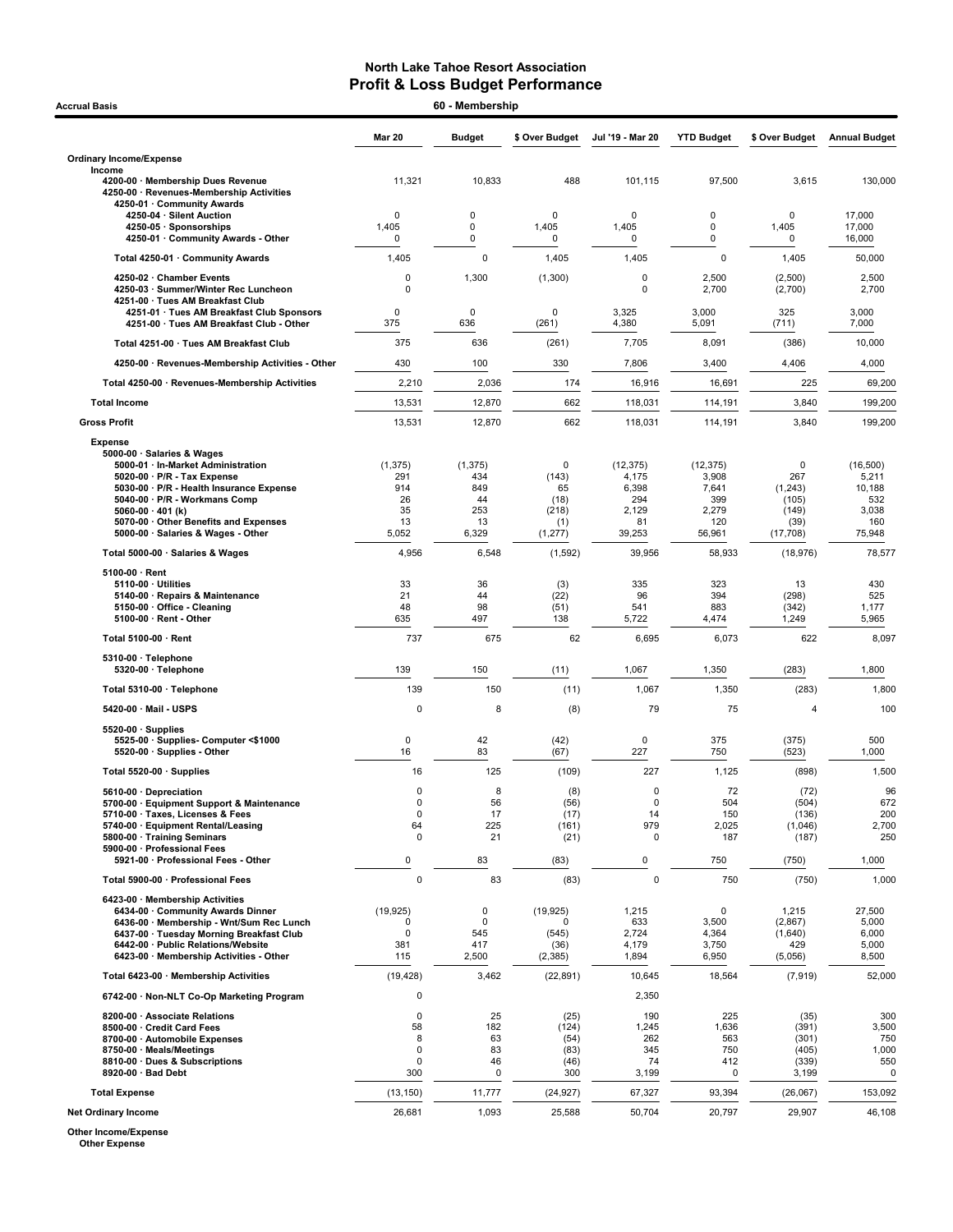# North Lake Tahoe Resort Association
## Profit & Loss Budget Performance

**Accrual Basis** — **60 - Membership**

| | Mar 20 | Budget | $ Over Budget | Jul '19 - Mar 20 | YTD Budget | $ Over Budget | Annual Budget |
|---|---|---|---|---|---|---|---|
| **Ordinary Income/Expense** | | | | | | | |
| Income | | | | | | | |
| 4200-00 · Membership Dues Revenue | 11,321 | 10,833 | 488 | 101,115 | 97,500 | 3,615 | 130,000 |
| 4250-00 · Revenues-Membership Activities | | | | | | | |
| 4250-01 · Community Awards | | | | | | | |
| 4250-04 · Silent Auction | 0 | 0 | 0 | 0 | 0 | 0 | 17,000 |
| 4250-05 · Sponsorships | 1,405 | 0 | 1,405 | 1,405 | 0 | 1,405 | 17,000 |
| 4250-01 · Community Awards - Other | 0 | 0 | 0 | 0 | 0 | 0 | 16,000 |
| Total 4250-01 · Community Awards | 1,405 | 0 | 1,405 | 1,405 | 0 | 1,405 | 50,000 |
| 4250-02 · Chamber Events | 0 | 1,300 | (1,300) | 0 | 2,500 | (2,500) | 2,500 |
| 4250-03 · Summer/Winter Rec Luncheon | 0 | | | 0 | 2,700 | (2,700) | 2,700 |
| 4251-00 · Tues AM Breakfast Club | | | | | | | |
| 4251-01 · Tues AM Breakfast Club Sponsors | 0 | 0 | 0 | 3,325 | 3,000 | 325 | 3,000 |
| 4251-00 · Tues AM Breakfast Club - Other | 375 | 636 | (261) | 4,380 | 5,091 | (711) | 7,000 |
| Total 4251-00 · Tues AM Breakfast Club | 375 | 636 | (261) | 7,705 | 8,091 | (386) | 10,000 |
| 4250-00 · Revenues-Membership Activities - Other | 430 | 100 | 330 | 7,806 | 3,400 | 4,406 | 4,000 |
| Total 4250-00 · Revenues-Membership Activities | 2,210 | 2,036 | 174 | 16,916 | 16,691 | 225 | 69,200 |
| **Total Income** | 13,531 | 12,870 | 662 | 118,031 | 114,191 | 3,840 | 199,200 |
| **Gross Profit** | 13,531 | 12,870 | 662 | 118,031 | 114,191 | 3,840 | 199,200 |
| Expense | | | | | | | |
| 5000-00 · Salaries & Wages | | | | | | | |
| 5000-01 · In-Market Administration | (1,375) | (1,375) | 0 | (12,375) | (12,375) | 0 | (16,500) |
| 5020-00 · P/R - Tax Expense | 291 | 434 | (143) | 4,175 | 3,908 | 267 | 5,211 |
| 5030-00 · P/R - Health Insurance Expense | 914 | 849 | 65 | 6,398 | 7,641 | (1,243) | 10,188 |
| 5040-00 · P/R - Workmans Comp | 26 | 44 | (18) | 294 | 399 | (105) | 532 |
| 5060-00 · 401 (k) | 35 | 253 | (218) | 2,129 | 2,279 | (149) | 3,038 |
| 5070-00 · Other Benefits and Expenses | 13 | 13 | (1) | 81 | 120 | (39) | 160 |
| 5000-00 · Salaries & Wages - Other | 5,052 | 6,329 | (1,277) | 39,253 | 56,961 | (17,708) | 75,948 |
| Total 5000-00 · Salaries & Wages | 4,956 | 6,548 | (1,592) | 39,956 | 58,933 | (18,976) | 78,577 |
| 5100-00 · Rent | | | | | | | |
| 5110-00 · Utilities | 33 | 36 | (3) | 335 | 323 | 13 | 430 |
| 5140-00 · Repairs & Maintenance | 21 | 44 | (22) | 96 | 394 | (298) | 525 |
| 5150-00 · Office - Cleaning | 48 | 98 | (51) | 541 | 883 | (342) | 1,177 |
| 5100-00 · Rent - Other | 635 | 497 | 138 | 5,722 | 4,474 | 1,249 | 5,965 |
| Total 5100-00 · Rent | 737 | 675 | 62 | 6,695 | 6,073 | 622 | 8,097 |
| 5310-00 · Telephone | | | | | | | |
| 5320-00 · Telephone | 139 | 150 | (11) | 1,067 | 1,350 | (283) | 1,800 |
| Total 5310-00 · Telephone | 139 | 150 | (11) | 1,067 | 1,350 | (283) | 1,800 |
| 5420-00 · Mail - USPS | 0 | 8 | (8) | 79 | 75 | 4 | 100 |
| 5520-00 · Supplies | | | | | | | |
| 5525-00 · Supplies- Computer <$1000 | 0 | 42 | (42) | 0 | 375 | (375) | 500 |
| 5520-00 · Supplies - Other | 16 | 83 | (67) | 227 | 750 | (523) | 1,000 |
| Total 5520-00 · Supplies | 16 | 125 | (109) | 227 | 1,125 | (898) | 1,500 |
| 5610-00 · Depreciation | 0 | 8 | (8) | 0 | 72 | (72) | 96 |
| 5700-00 · Equipment Support & Maintenance | 0 | 56 | (56) | 0 | 504 | (504) | 672 |
| 5710-00 · Taxes, Licenses & Fees | 0 | 17 | (17) | 14 | 150 | (136) | 200 |
| 5740-00 · Equipment Rental/Leasing | 64 | 225 | (161) | 979 | 2,025 | (1,046) | 2,700 |
| 5800-00 · Training Seminars | 0 | 21 | (21) | 0 | 187 | (187) | 250 |
| 5900-00 · Professional Fees | | | | | | | |
| 5921-00 · Professional Fees - Other | 0 | 83 | (83) | 0 | 750 | (750) | 1,000 |
| Total 5900-00 · Professional Fees | 0 | 83 | (83) | 0 | 750 | (750) | 1,000 |
| 6423-00 · Membership Activities | | | | | | | |
| 6434-00 · Community Awards Dinner | (19,925) | 0 | (19,925) | 1,215 | 0 | 1,215 | 27,500 |
| 6436-00 · Membership - Wnt/Sum Rec Lunch | 0 | 0 | 0 | 633 | 3,500 | (2,867) | 5,000 |
| 6437-00 · Tuesday Morning Breakfast Club | 0 | 545 | (545) | 2,724 | 4,364 | (1,640) | 6,000 |
| 6442-00 · Public Relations/Website | 381 | 417 | (36) | 4,179 | 3,750 | 429 | 5,000 |
| 6423-00 · Membership Activities - Other | 115 | 2,500 | (2,385) | 1,894 | 6,950 | (5,056) | 8,500 |
| Total 6423-00 · Membership Activities | (19,428) | 3,462 | (22,891) | 10,645 | 18,564 | (7,919) | 52,000 |
| 6742-00 · Non-NLT Co-Op Marketing Program | 0 | | | 2,350 | | | |
| 8200-00 · Associate Relations | 0 | 25 | (25) | 190 | 225 | (35) | 300 |
| 8500-00 · Credit Card Fees | 58 | 182 | (124) | 1,245 | 1,636 | (391) | 3,500 |
| 8700-00 · Automobile Expenses | 8 | 63 | (54) | 262 | 563 | (301) | 750 |
| 8750-00 · Meals/Meetings | 0 | 83 | (83) | 345 | 750 | (405) | 1,000 |
| 8810-00 · Dues & Subscriptions | 0 | 46 | (46) | 74 | 412 | (339) | 550 |
| 8920-00 · Bad Debt | 300 | 0 | 300 | 3,199 | 0 | 3,199 | 0 |
| **Total Expense** | (13,150) | 11,777 | (24,927) | 67,327 | 93,394 | (26,067) | 153,092 |
| **Net Ordinary Income** | 26,681 | 1,093 | 25,588 | 50,704 | 20,797 | 29,907 | 46,108 |
| **Other Income/Expense** | | | | | | | |
| Other Expense | | | | | | | |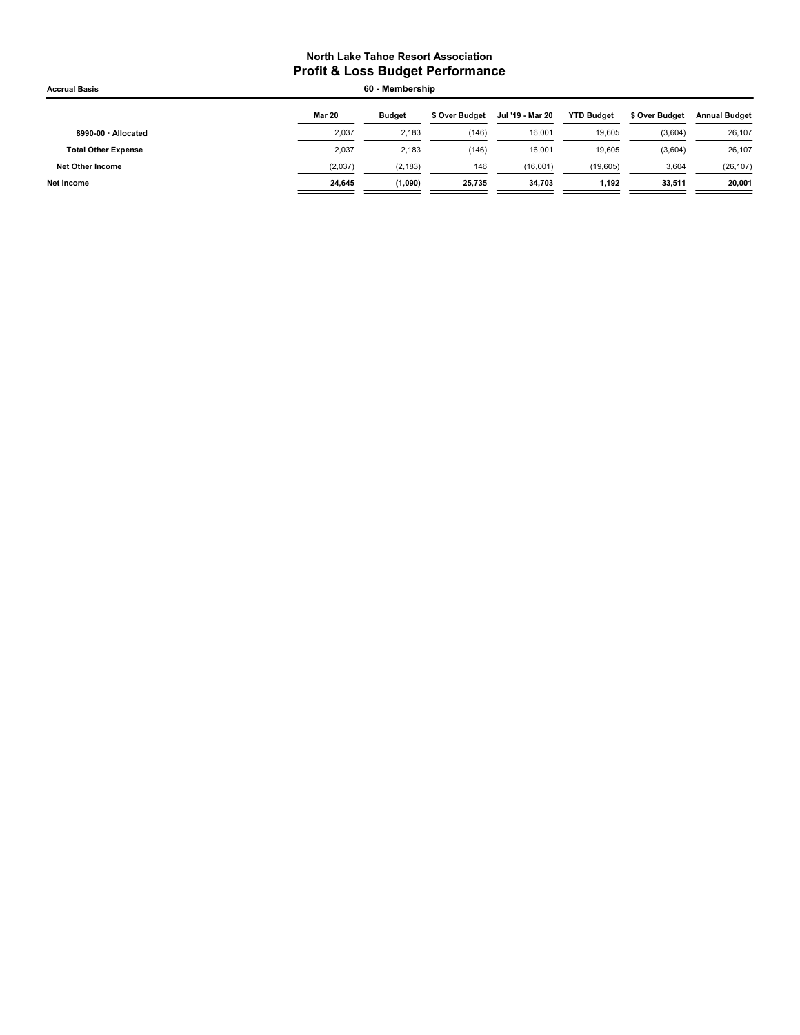**North Lake Tahoe Resort Association**
## Profit & Loss Budget Performance

**Accrual Basis** — **60 - Membership**

| | Mar 20 | Budget | $ Over Budget | Jul '19 - Mar 20 | YTD Budget | $ Over Budget | Annual Budget |
|---|---|---|---|---|---|---|---|
| 8990-00 · Allocated | 2,037 | 2,183 | (146) | 16,001 | 19,605 | (3,604) | 26,107 |
| **Total Other Expense** | 2,037 | 2,183 | (146) | 16,001 | 19,605 | (3,604) | 26,107 |
| **Net Other Income** | (2,037) | (2,183) | 146 | (16,001) | (19,605) | 3,604 | (26,107) |
| **Net Income** | **24,645** | **(1,090)** | **25,735** | **34,703** | **1,192** | **33,511** | **20,001** |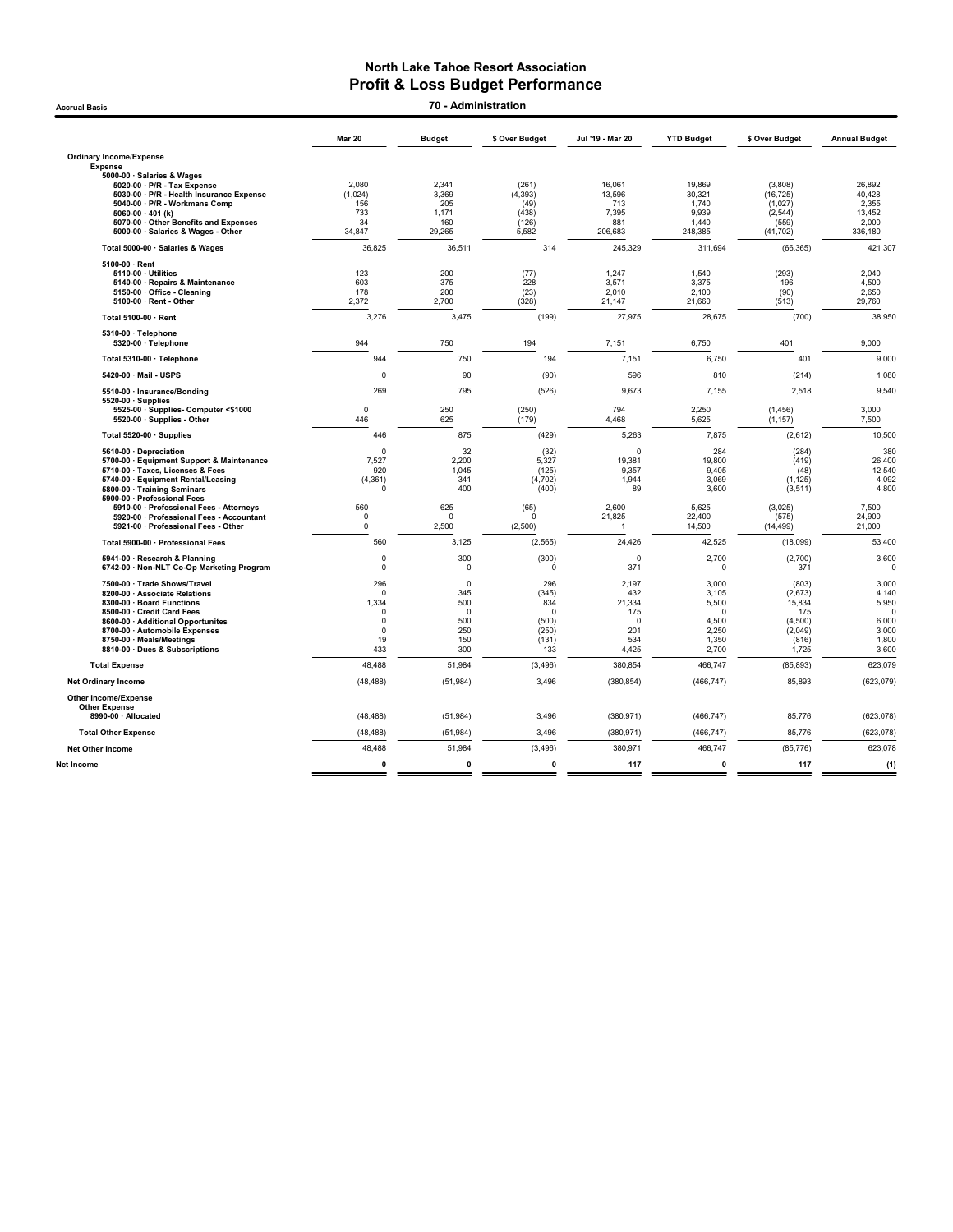# North Lake Tahoe Resort Association
## Profit & Loss Budget Performance

**Accrual Basis** — **70 - Administration**

| | Mar 20 | Budget | $ Over Budget | Jul '19 - Mar 20 | YTD Budget | $ Over Budget | Annual Budget |
|---|---|---|---|---|---|---|---|
| **Ordinary Income/Expense** | | | | | | | |
| **Expense** | | | | | | | |
| 5000-00 · Salaries & Wages | | | | | | | |
| 5020-00 · P/R - Tax Expense | 2,080 | 2,341 | (261) | 16,061 | 19,869 | (3,808) | 26,892 |
| 5030-00 · P/R - Health Insurance Expense | (1,024) | 3,369 | (4,393) | 13,596 | 30,321 | (16,725) | 40,428 |
| 5040-00 · P/R - Workmans Comp | 156 | 205 | (49) | 713 | 1,740 | (1,027) | 2,355 |
| 5060-00 · 401 (k) | 733 | 1,171 | (438) | 7,395 | 9,939 | (2,544) | 13,452 |
| 5070-00 · Other Benefits and Expenses | 34 | 160 | (126) | 881 | 1,440 | (559) | 2,000 |
| 5000-00 · Salaries & Wages - Other | 34,847 | 29,265 | 5,582 | 206,683 | 248,385 | (41,702) | 336,180 |
| **Total 5000-00 · Salaries & Wages** | 36,825 | 36,511 | 314 | 245,329 | 311,694 | (66,365) | 421,307 |
| 5100-00 · Rent | | | | | | | |
| 5110-00 · Utilities | 123 | 200 | (77) | 1,247 | 1,540 | (293) | 2,040 |
| 5140-00 · Repairs & Maintenance | 603 | 375 | 228 | 3,571 | 3,375 | 196 | 4,500 |
| 5150-00 · Office - Cleaning | 178 | 200 | (23) | 2,010 | 2,100 | (90) | 2,650 |
| 5100-00 · Rent - Other | 2,372 | 2,700 | (328) | 21,147 | 21,660 | (513) | 29,760 |
| **Total 5100-00 · Rent** | 3,276 | 3,475 | (199) | 27,975 | 28,675 | (700) | 38,950 |
| 5310-00 · Telephone | | | | | | | |
| 5320-00 · Telephone | 944 | 750 | 194 | 7,151 | 6,750 | 401 | 9,000 |
| **Total 5310-00 · Telephone** | 944 | 750 | 194 | 7,151 | 6,750 | 401 | 9,000 |
| 5420-00 · Mail - USPS | 0 | 90 | (90) | 596 | 810 | (214) | 1,080 |
| 5510-00 · Insurance/Bonding | 269 | 795 | (526) | 9,673 | 7,155 | 2,518 | 9,540 |
| 5520-00 · Supplies | | | | | | | |
| 5525-00 · Supplies- Computer <$1000 | 0 | 250 | (250) | 794 | 2,250 | (1,456) | 3,000 |
| 5520-00 · Supplies - Other | 446 | 625 | (179) | 4,468 | 5,625 | (1,157) | 7,500 |
| **Total 5520-00 · Supplies** | 446 | 875 | (429) | 5,263 | 7,875 | (2,612) | 10,500 |
| 5610-00 · Depreciation | 0 | 32 | (32) | 0 | 284 | (284) | 380 |
| 5700-00 · Equipment Support & Maintenance | 7,527 | 2,200 | 5,327 | 19,381 | 19,800 | (419) | 26,400 |
| 5710-00 · Taxes, Licenses & Fees | 920 | 1,045 | (125) | 9,357 | 9,405 | (48) | 12,540 |
| 5740-00 · Equipment Rental/Leasing | (4,361) | 341 | (4,702) | 1,944 | 3,069 | (1,125) | 4,092 |
| 5800-00 · Training Seminars | 0 | 400 | (400) | 89 | 3,600 | (3,511) | 4,800 |
| 5900-00 · Professional Fees | | | | | | | |
| 5910-00 · Professional Fees - Attorneys | 560 | 625 | (65) | 2,600 | 5,625 | (3,025) | 7,500 |
| 5920-00 · Professional Fees - Accountant | 0 | 0 | 0 | 21,825 | 22,400 | (575) | 24,900 |
| 5921-00 · Professional Fees - Other | 0 | 2,500 | (2,500) | 1 | 14,500 | (14,499) | 21,000 |
| **Total 5900-00 · Professional Fees** | 560 | 3,125 | (2,565) | 24,426 | 42,525 | (18,099) | 53,400 |
| 5941-00 · Research & Planning | 0 | 300 | (300) | 0 | 2,700 | (2,700) | 3,600 |
| 6742-00 · Non-NLT Co-Op Marketing Program | 0 | 0 | 0 | 371 | 0 | 371 | 0 |
| 7500-00 · Trade Shows/Travel | 296 | 0 | 296 | 2,197 | 3,000 | (803) | 3,000 |
| 8200-00 · Associate Relations | 0 | 345 | (345) | 432 | 3,105 | (2,673) | 4,140 |
| 8300-00 · Board Functions | 1,334 | 500 | 834 | 21,334 | 5,500 | 15,834 | 5,950 |
| 8500-00 · Credit Card Fees | 0 | 0 | 0 | 175 | 0 | 175 | 0 |
| 8600-00 · Additional Opportunites | 0 | 500 | (500) | 0 | 4,500 | (4,500) | 6,000 |
| 8700-00 · Automobile Expenses | 0 | 250 | (250) | 201 | 2,250 | (2,049) | 3,000 |
| 8750-00 · Meals/Meetings | 19 | 150 | (131) | 534 | 1,350 | (816) | 1,800 |
| 8810-00 · Dues & Subscriptions | 433 | 300 | 133 | 4,425 | 2,700 | 1,725 | 3,600 |
| **Total Expense** | 48,488 | 51,984 | (3,496) | 380,854 | 466,747 | (85,893) | 623,079 |
| **Net Ordinary Income** | (48,488) | (51,984) | 3,496 | (380,854) | (466,747) | 85,893 | (623,079) |
| **Other Income/Expense** | | | | | | | |
| **Other Expense** | | | | | | | |
| 8990-00 · Allocated | (48,488) | (51,984) | 3,496 | (380,971) | (466,747) | 85,776 | (623,078) |
| **Total Other Expense** | (48,488) | (51,984) | 3,496 | (380,971) | (466,747) | 85,776 | (623,078) |
| **Net Other Income** | 48,488 | 51,984 | (3,496) | 380,971 | 466,747 | (85,776) | 623,078 |
| **Net Income** | **0** | **0** | **0** | **117** | **0** | **117** | **(1)** |